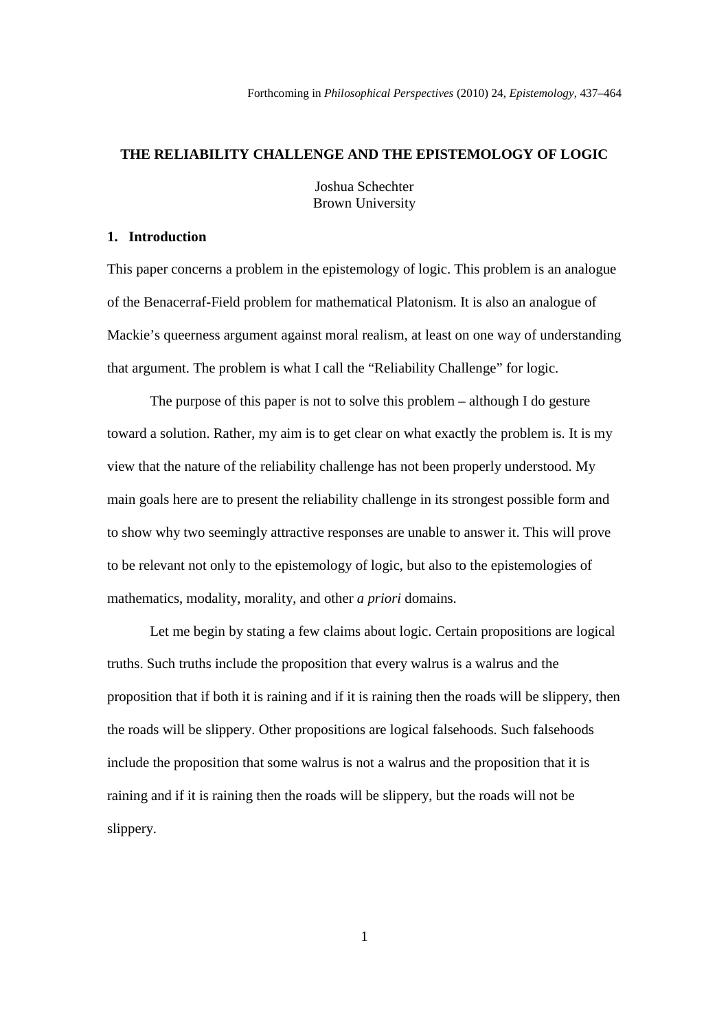Forthcoming in *Philosophical Perspectives* (2010) 24, *Epistemology*, 437–464

# THE RELIABILITY CHALLENGE AND THE EPISTEMOLOGY OF LOGIC

Joshua Schechter
Brown University

## 1. Introduction

This paper concerns a problem in the epistemology of logic. This problem is an analogue of the Benacerraf-Field problem for mathematical Platonism. It is also an analogue of Mackie's queerness argument against moral realism, at least on one way of understanding that argument. The problem is what I call the "Reliability Challenge" for logic.

The purpose of this paper is not to solve this problem – although I do gesture toward a solution. Rather, my aim is to get clear on what exactly the problem is. It is my view that the nature of the reliability challenge has not been properly understood. My main goals here are to present the reliability challenge in its strongest possible form and to show why two seemingly attractive responses are unable to answer it. This will prove to be relevant not only to the epistemology of logic, but also to the epistemologies of mathematics, modality, morality, and other *a priori* domains.

Let me begin by stating a few claims about logic. Certain propositions are logical truths. Such truths include the proposition that every walrus is a walrus and the proposition that if both it is raining and if it is raining then the roads will be slippery, then the roads will be slippery. Other propositions are logical falsehoods. Such falsehoods include the proposition that some walrus is not a walrus and the proposition that it is raining and if it is raining then the roads will be slippery, but the roads will not be slippery.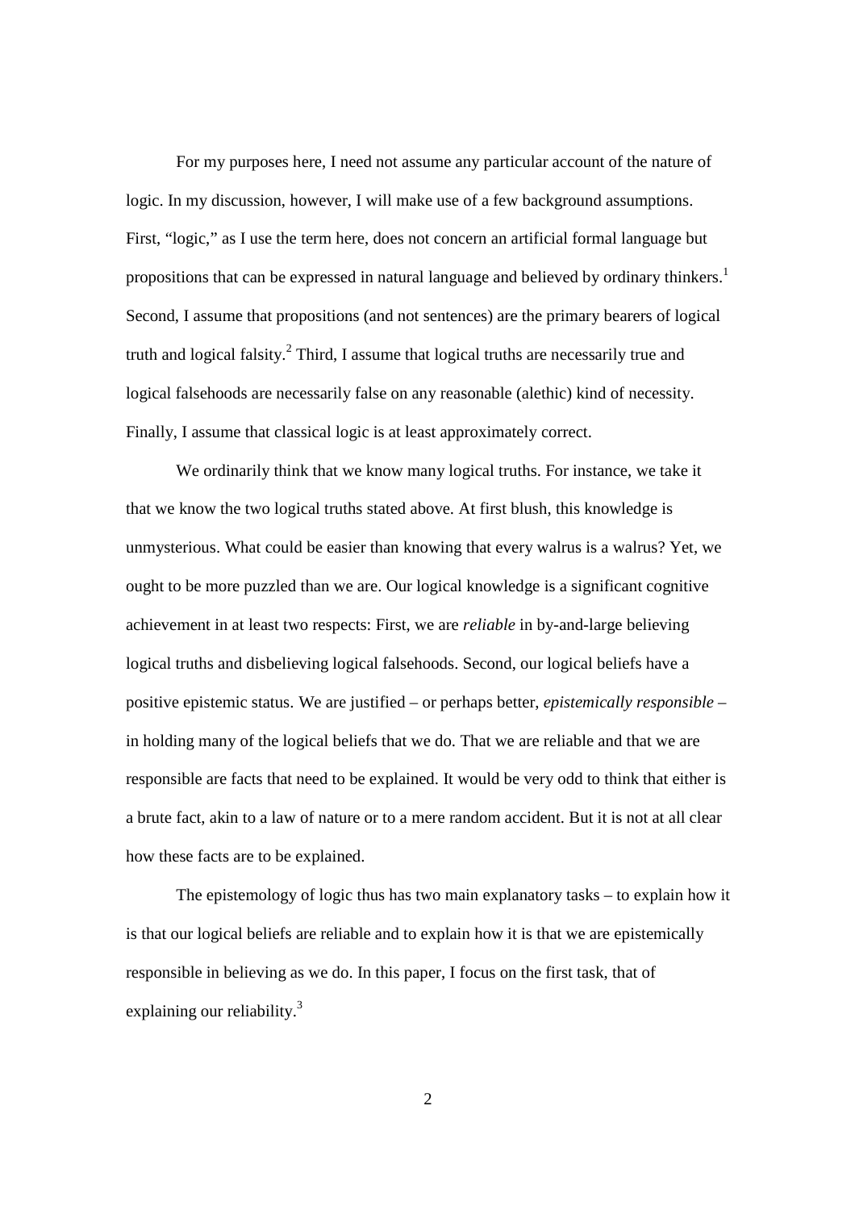For my purposes here, I need not assume any particular account of the nature of logic. In my discussion, however, I will make use of a few background assumptions. First, "logic," as I use the term here, does not concern an artificial formal language but propositions that can be expressed in natural language and believed by ordinary thinkers.[1] Second, I assume that propositions (and not sentences) are the primary bearers of logical truth and logical falsity.[2] Third, I assume that logical truths are necessarily true and logical falsehoods are necessarily false on any reasonable (alethic) kind of necessity. Finally, I assume that classical logic is at least approximately correct.

We ordinarily think that we know many logical truths. For instance, we take it that we know the two logical truths stated above. At first blush, this knowledge is unmysterious. What could be easier than knowing that every walrus is a walrus? Yet, we ought to be more puzzled than we are. Our logical knowledge is a significant cognitive achievement in at least two respects: First, we are *reliable* in by-and-large believing logical truths and disbelieving logical falsehoods. Second, our logical beliefs have a positive epistemic status. We are justified – or perhaps better, *epistemically responsible* – in holding many of the logical beliefs that we do. That we are reliable and that we are responsible are facts that need to be explained. It would be very odd to think that either is a brute fact, akin to a law of nature or to a mere random accident. But it is not at all clear how these facts are to be explained.

The epistemology of logic thus has two main explanatory tasks – to explain how it is that our logical beliefs are reliable and to explain how it is that we are epistemically responsible in believing as we do. In this paper, I focus on the first task, that of explaining our reliability.[3]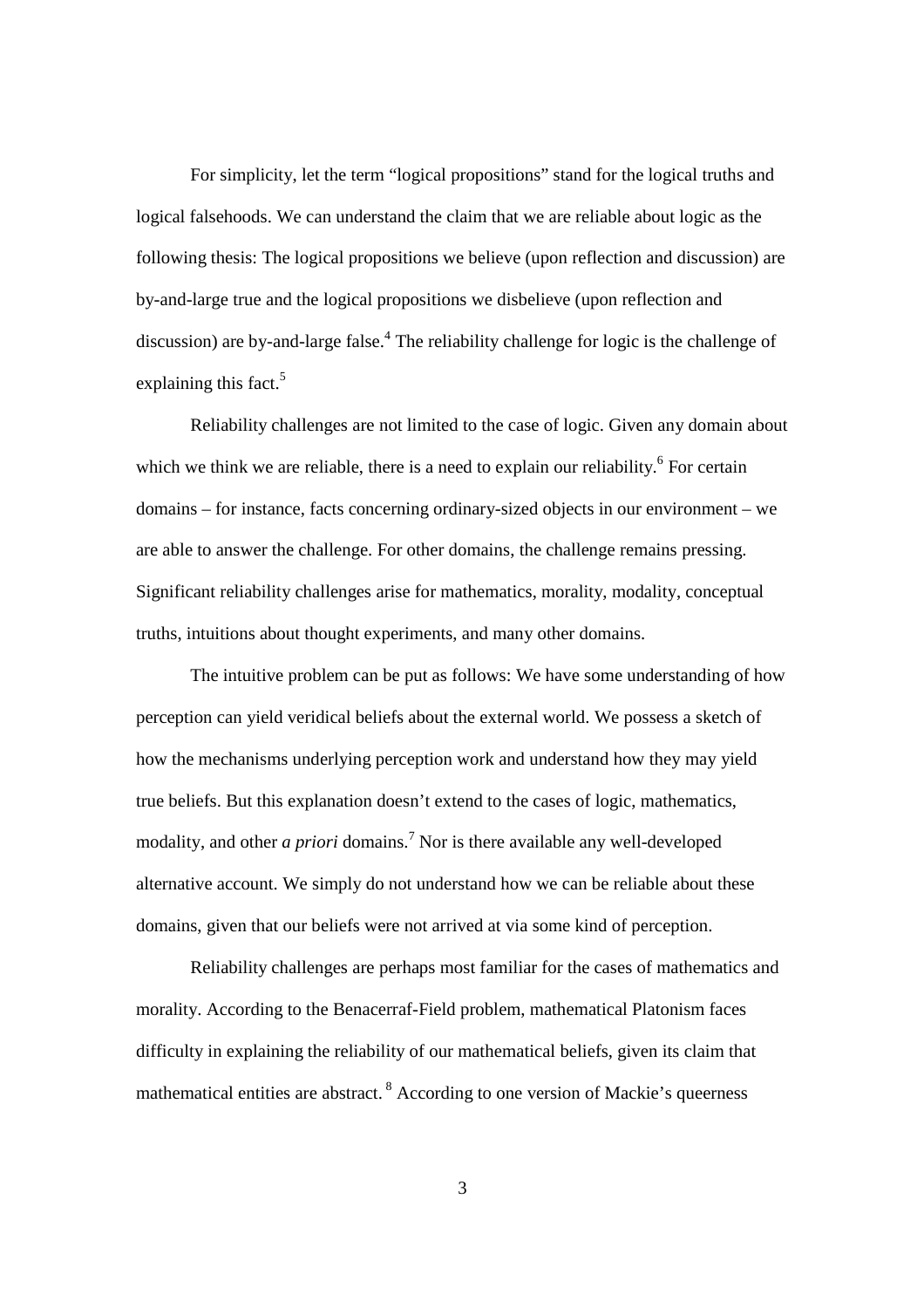For simplicity, let the term "logical propositions" stand for the logical truths and logical falsehoods. We can understand the claim that we are reliable about logic as the following thesis: The logical propositions we believe (upon reflection and discussion) are by-and-large true and the logical propositions we disbelieve (upon reflection and discussion) are by-and-large false.[4] The reliability challenge for logic is the challenge of explaining this fact.[5]

Reliability challenges are not limited to the case of logic. Given any domain about which we think we are reliable, there is a need to explain our reliability.[6] For certain domains – for instance, facts concerning ordinary-sized objects in our environment – we are able to answer the challenge. For other domains, the challenge remains pressing. Significant reliability challenges arise for mathematics, morality, modality, conceptual truths, intuitions about thought experiments, and many other domains.

The intuitive problem can be put as follows: We have some understanding of how perception can yield veridical beliefs about the external world. We possess a sketch of how the mechanisms underlying perception work and understand how they may yield true beliefs. But this explanation doesn't extend to the cases of logic, mathematics, modality, and other *a priori* domains.[7] Nor is there available any well-developed alternative account. We simply do not understand how we can be reliable about these domains, given that our beliefs were not arrived at via some kind of perception.

Reliability challenges are perhaps most familiar for the cases of mathematics and morality. According to the Benacerraf-Field problem, mathematical Platonism faces difficulty in explaining the reliability of our mathematical beliefs, given its claim that mathematical entities are abstract.[8] According to one version of Mackie's queerness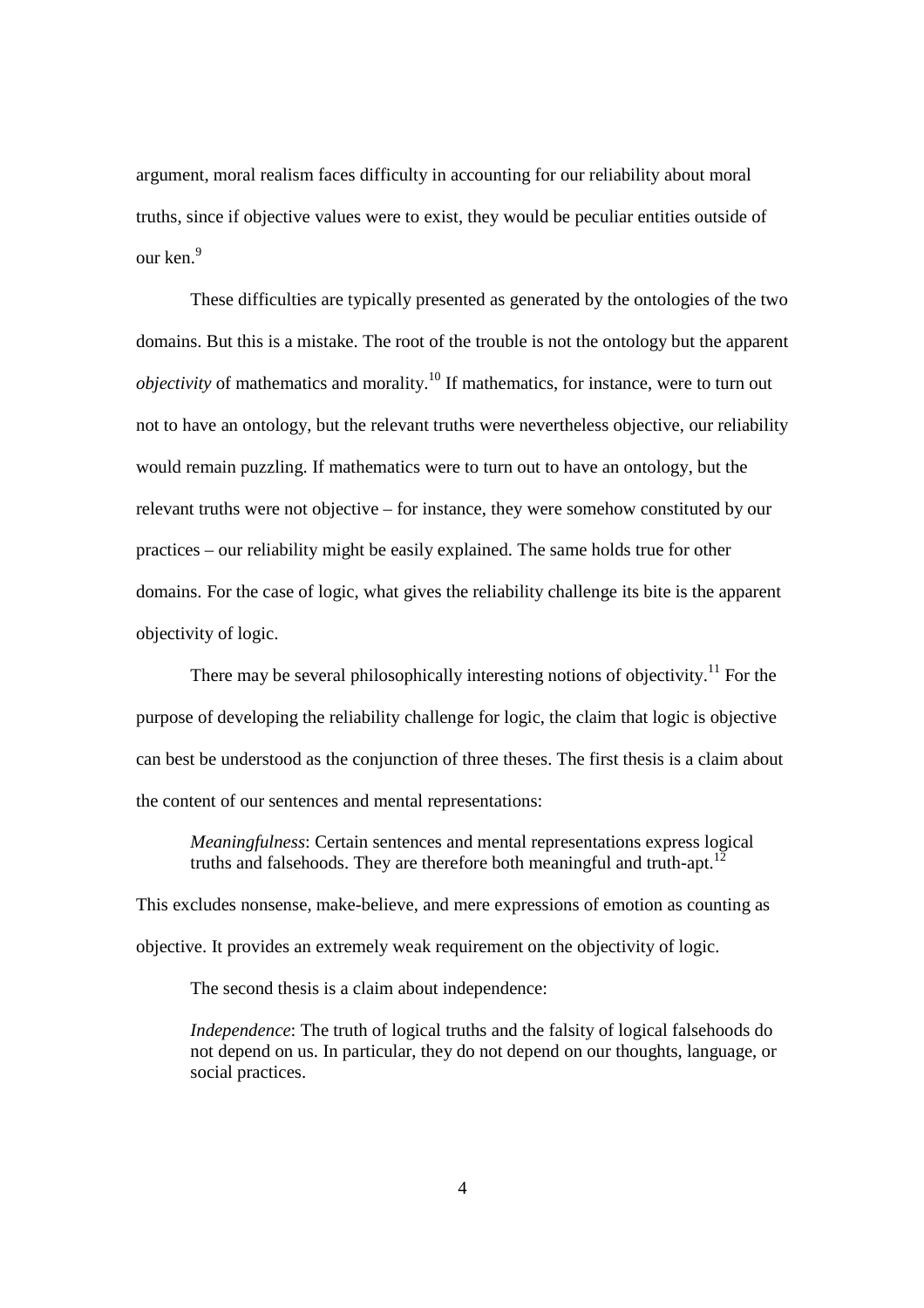argument, moral realism faces difficulty in accounting for our reliability about moral truths, since if objective values were to exist, they would be peculiar entities outside of our ken.[9]

These difficulties are typically presented as generated by the ontologies of the two domains. But this is a mistake. The root of the trouble is not the ontology but the apparent *objectivity* of mathematics and morality.[10] If mathematics, for instance, were to turn out not to have an ontology, but the relevant truths were nevertheless objective, our reliability would remain puzzling. If mathematics were to turn out to have an ontology, but the relevant truths were not objective – for instance, they were somehow constituted by our practices – our reliability might be easily explained. The same holds true for other domains. For the case of logic, what gives the reliability challenge its bite is the apparent objectivity of logic.

There may be several philosophically interesting notions of objectivity.[11] For the purpose of developing the reliability challenge for logic, the claim that logic is objective can best be understood as the conjunction of three theses. The first thesis is a claim about the content of our sentences and mental representations:

> *Meaningfulness*: Certain sentences and mental representations express logical truths and falsehoods. They are therefore both meaningful and truth-apt.[12]

This excludes nonsense, make-believe, and mere expressions of emotion as counting as objective. It provides an extremely weak requirement on the objectivity of logic.

The second thesis is a claim about independence:

> *Independence*: The truth of logical truths and the falsity of logical falsehoods do not depend on us. In particular, they do not depend on our thoughts, language, or social practices.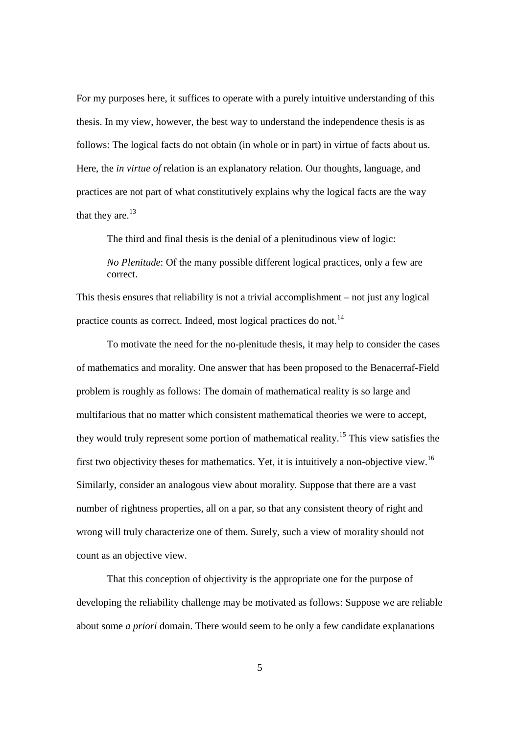For my purposes here, it suffices to operate with a purely intuitive understanding of this thesis. In my view, however, the best way to understand the independence thesis is as follows: The logical facts do not obtain (in whole or in part) in virtue of facts about us. Here, the *in virtue of* relation is an explanatory relation. Our thoughts, language, and practices are not part of what constitutively explains why the logical facts are the way that they are.[13]

The third and final thesis is the denial of a plenitudinous view of logic:

> *No Plenitude*: Of the many possible different logical practices, only a few are correct.

This thesis ensures that reliability is not a trivial accomplishment – not just any logical practice counts as correct. Indeed, most logical practices do not.[14]

To motivate the need for the no-plenitude thesis, it may help to consider the cases of mathematics and morality. One answer that has been proposed to the Benacerraf-Field problem is roughly as follows: The domain of mathematical reality is so large and multifarious that no matter which consistent mathematical theories we were to accept, they would truly represent some portion of mathematical reality.[15] This view satisfies the first two objectivity theses for mathematics. Yet, it is intuitively a non-objective view.[16] Similarly, consider an analogous view about morality. Suppose that there are a vast number of rightness properties, all on a par, so that any consistent theory of right and wrong will truly characterize one of them. Surely, such a view of morality should not count as an objective view.

That this conception of objectivity is the appropriate one for the purpose of developing the reliability challenge may be motivated as follows: Suppose we are reliable about some *a priori* domain. There would seem to be only a few candidate explanations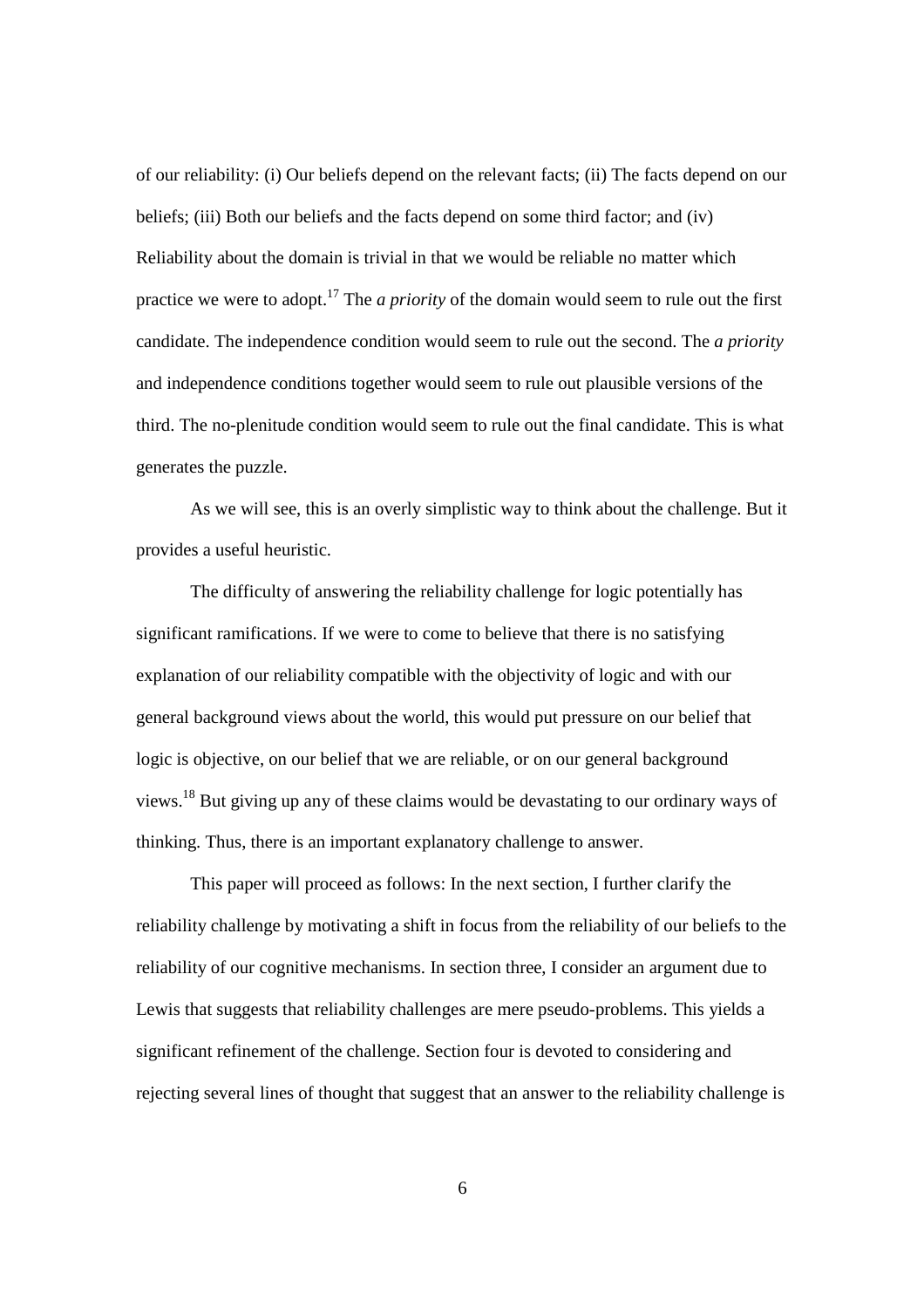of our reliability: (i) Our beliefs depend on the relevant facts; (ii) The facts depend on our beliefs; (iii) Both our beliefs and the facts depend on some third factor; and (iv) Reliability about the domain is trivial in that we would be reliable no matter which practice we were to adopt.[17] The *a priority* of the domain would seem to rule out the first candidate. The independence condition would seem to rule out the second. The *a priority* and independence conditions together would seem to rule out plausible versions of the third. The no-plenitude condition would seem to rule out the final candidate. This is what generates the puzzle.

As we will see, this is an overly simplistic way to think about the challenge. But it provides a useful heuristic.

The difficulty of answering the reliability challenge for logic potentially has significant ramifications. If we were to come to believe that there is no satisfying explanation of our reliability compatible with the objectivity of logic and with our general background views about the world, this would put pressure on our belief that logic is objective, on our belief that we are reliable, or on our general background views.[18] But giving up any of these claims would be devastating to our ordinary ways of thinking. Thus, there is an important explanatory challenge to answer.

This paper will proceed as follows: In the next section, I further clarify the reliability challenge by motivating a shift in focus from the reliability of our beliefs to the reliability of our cognitive mechanisms. In section three, I consider an argument due to Lewis that suggests that reliability challenges are mere pseudo-problems. This yields a significant refinement of the challenge. Section four is devoted to considering and rejecting several lines of thought that suggest that an answer to the reliability challenge is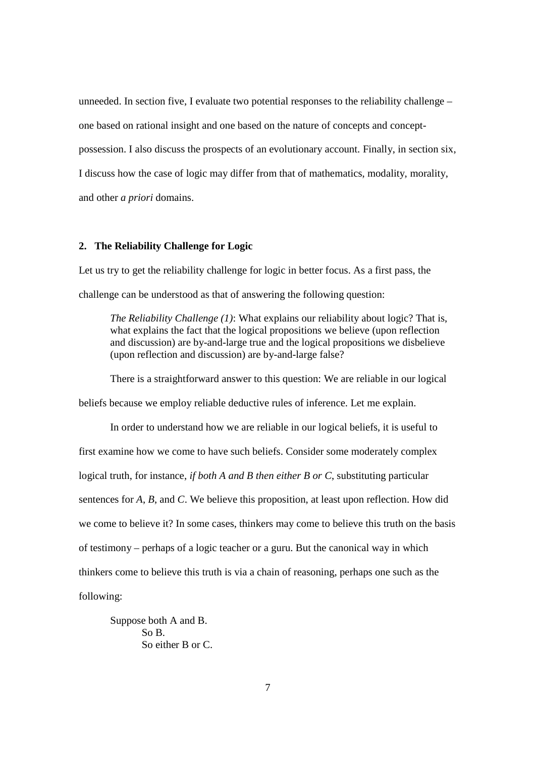unneeded. In section five, I evaluate two potential responses to the reliability challenge – one based on rational insight and one based on the nature of concepts and concept-possession. I also discuss the prospects of an evolutionary account. Finally, in section six, I discuss how the case of logic may differ from that of mathematics, modality, morality, and other *a priori* domains.

## 2. The Reliability Challenge for Logic

Let us try to get the reliability challenge for logic in better focus. As a first pass, the challenge can be understood as that of answering the following question:

> *The Reliability Challenge (1)*: What explains our reliability about logic? That is, what explains the fact that the logical propositions we believe (upon reflection and discussion) are by-and-large true and the logical propositions we disbelieve (upon reflection and discussion) are by-and-large false?

There is a straightforward answer to this question: We are reliable in our logical beliefs because we employ reliable deductive rules of inference. Let me explain.

In order to understand how we are reliable in our logical beliefs, it is useful to first examine how we come to have such beliefs. Consider some moderately complex logical truth, for instance, *if both A and B then either B or C*, substituting particular sentences for *A*, *B*, and *C*. We believe this proposition, at least upon reflection. How did we come to believe it? In some cases, thinkers may come to believe this truth on the basis of testimony – perhaps of a logic teacher or a guru. But the canonical way in which thinkers come to believe this truth is via a chain of reasoning, perhaps one such as the following:

```
Suppose both A and B.
    So B.
    So either B or C.
```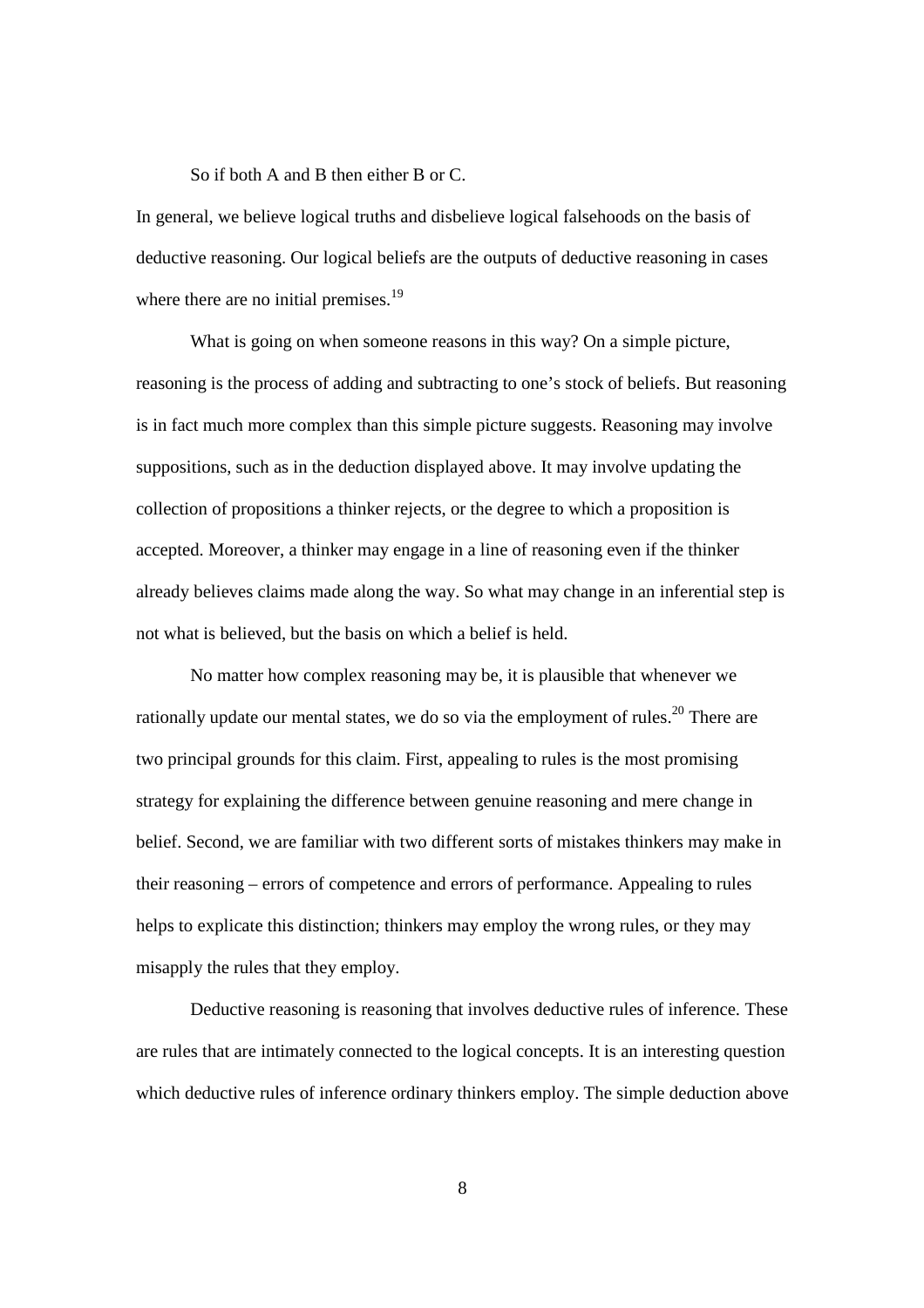So if both A and B then either B or C.

In general, we believe logical truths and disbelieve logical falsehoods on the basis of deductive reasoning. Our logical beliefs are the outputs of deductive reasoning in cases where there are no initial premises.[19]

What is going on when someone reasons in this way? On a simple picture, reasoning is the process of adding and subtracting to one's stock of beliefs. But reasoning is in fact much more complex than this simple picture suggests. Reasoning may involve suppositions, such as in the deduction displayed above. It may involve updating the collection of propositions a thinker rejects, or the degree to which a proposition is accepted. Moreover, a thinker may engage in a line of reasoning even if the thinker already believes claims made along the way. So what may change in an inferential step is not what is believed, but the basis on which a belief is held.

No matter how complex reasoning may be, it is plausible that whenever we rationally update our mental states, we do so via the employment of rules.[20] There are two principal grounds for this claim. First, appealing to rules is the most promising strategy for explaining the difference between genuine reasoning and mere change in belief. Second, we are familiar with two different sorts of mistakes thinkers may make in their reasoning – errors of competence and errors of performance. Appealing to rules helps to explicate this distinction; thinkers may employ the wrong rules, or they may misapply the rules that they employ.

Deductive reasoning is reasoning that involves deductive rules of inference. These are rules that are intimately connected to the logical concepts. It is an interesting question which deductive rules of inference ordinary thinkers employ. The simple deduction above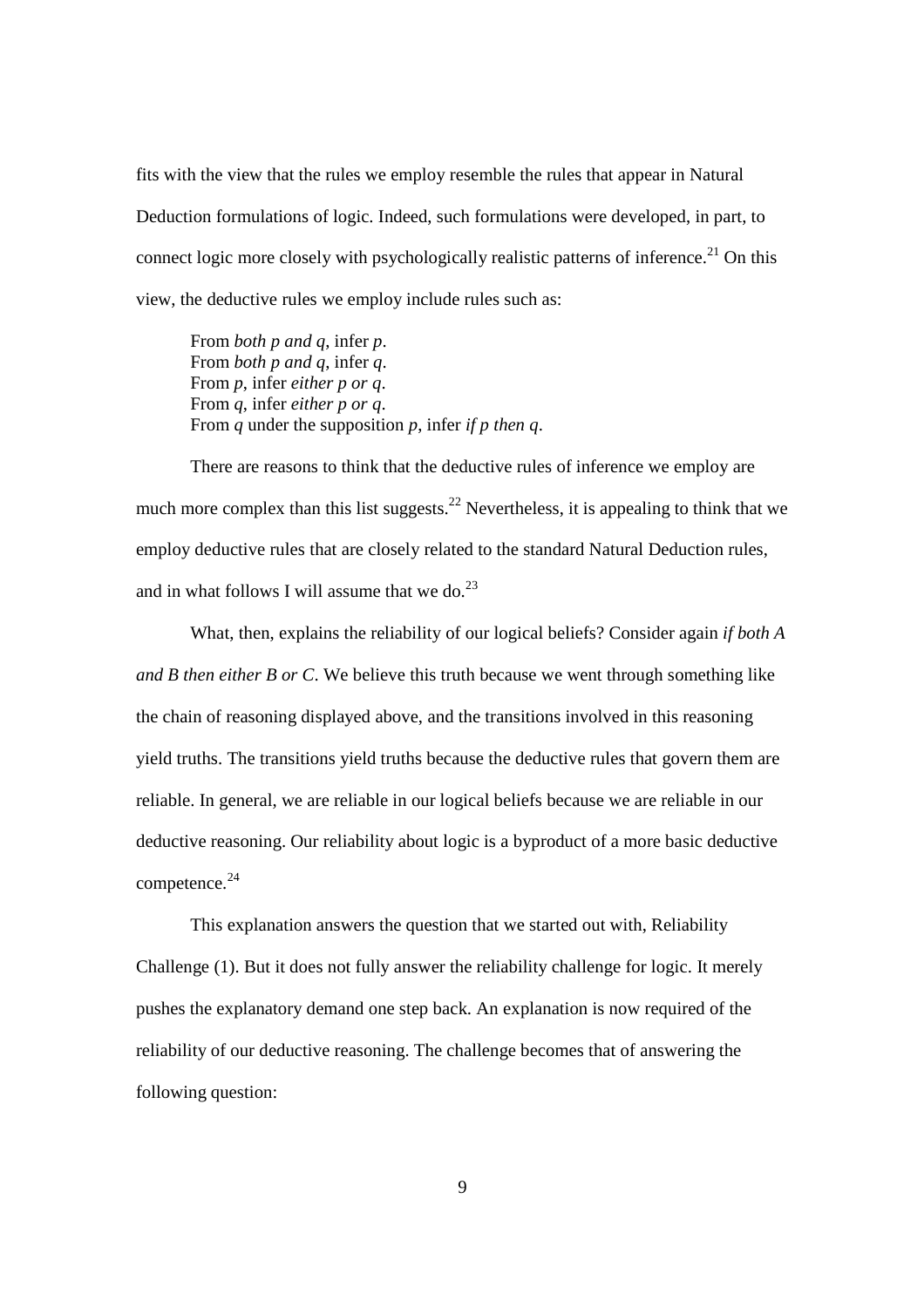fits with the view that the rules we employ resemble the rules that appear in Natural Deduction formulations of logic. Indeed, such formulations were developed, in part, to connect logic more closely with psychologically realistic patterns of inference.[21] On this view, the deductive rules we employ include rules such as:

> From *both p and q*, infer *p*.
> From *both p and q*, infer *q*.
> From *p*, infer *either p or q*.
> From *q*, infer *either p or q*.
> From *q* under the supposition *p*, infer *if p then q*.

There are reasons to think that the deductive rules of inference we employ are much more complex than this list suggests.[22] Nevertheless, it is appealing to think that we employ deductive rules that are closely related to the standard Natural Deduction rules, and in what follows I will assume that we do.[23]

What, then, explains the reliability of our logical beliefs? Consider again *if both A and B then either B or C*. We believe this truth because we went through something like the chain of reasoning displayed above, and the transitions involved in this reasoning yield truths. The transitions yield truths because the deductive rules that govern them are reliable. In general, we are reliable in our logical beliefs because we are reliable in our deductive reasoning. Our reliability about logic is a byproduct of a more basic deductive competence.[24]

This explanation answers the question that we started out with, Reliability Challenge (1). But it does not fully answer the reliability challenge for logic. It merely pushes the explanatory demand one step back. An explanation is now required of the reliability of our deductive reasoning. The challenge becomes that of answering the following question: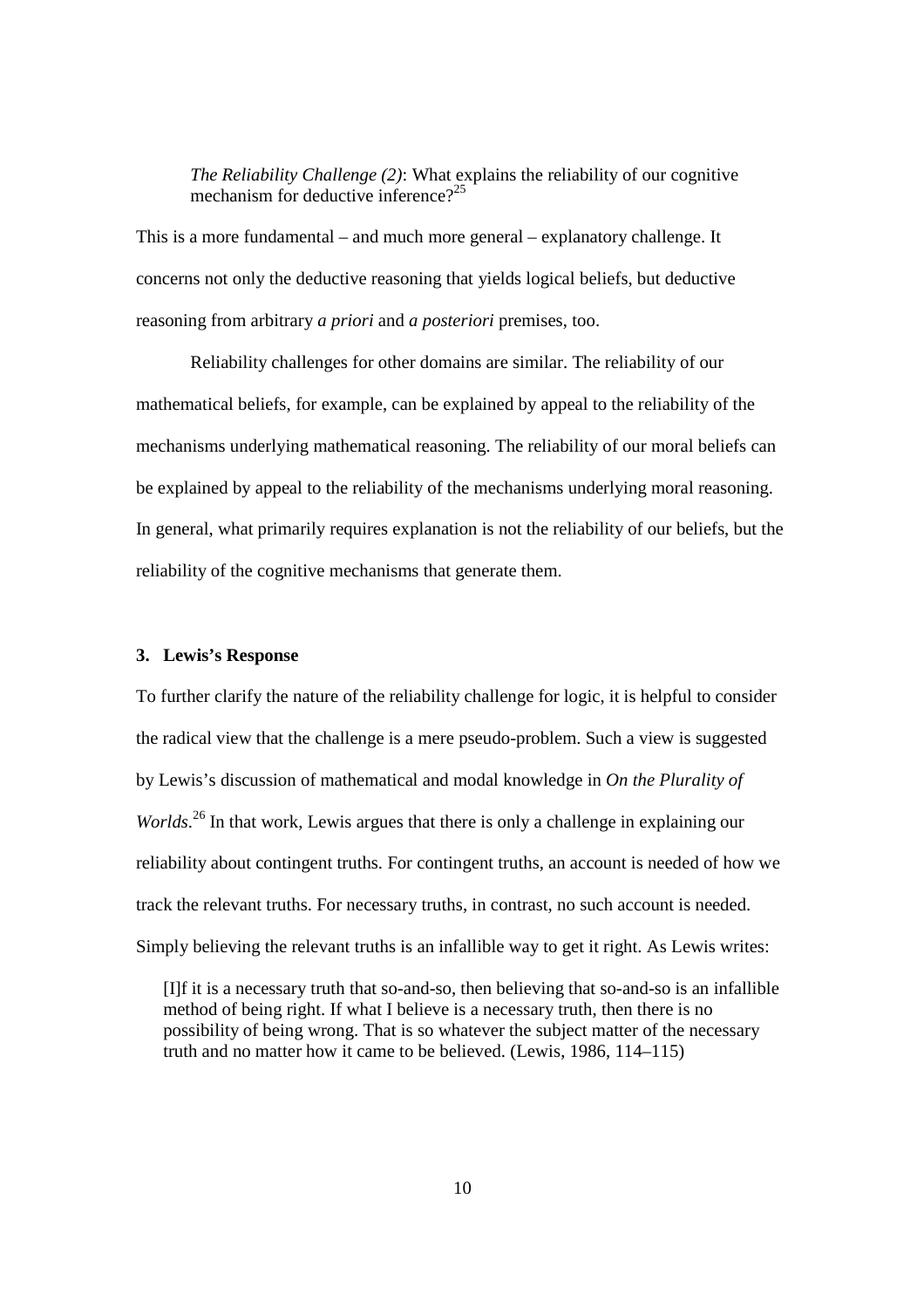> *The Reliability Challenge (2)*: What explains the reliability of our cognitive mechanism for deductive inference?[25]

This is a more fundamental – and much more general – explanatory challenge. It concerns not only the deductive reasoning that yields logical beliefs, but deductive reasoning from arbitrary *a priori* and *a posteriori* premises, too.

Reliability challenges for other domains are similar. The reliability of our mathematical beliefs, for example, can be explained by appeal to the reliability of the mechanisms underlying mathematical reasoning. The reliability of our moral beliefs can be explained by appeal to the reliability of the mechanisms underlying moral reasoning. In general, what primarily requires explanation is not the reliability of our beliefs, but the reliability of the cognitive mechanisms that generate them.

### 3. Lewis's Response

To further clarify the nature of the reliability challenge for logic, it is helpful to consider the radical view that the challenge is a mere pseudo-problem. Such a view is suggested by Lewis's discussion of mathematical and modal knowledge in *On the Plurality of Worlds*.[26] In that work, Lewis argues that there is only a challenge in explaining our reliability about contingent truths. For contingent truths, an account is needed of how we track the relevant truths. For necessary truths, in contrast, no such account is needed. Simply believing the relevant truths is an infallible way to get it right. As Lewis writes:

> [I]f it is a necessary truth that so-and-so, then believing that so-and-so is an infallible method of being right. If what I believe is a necessary truth, then there is no possibility of being wrong. That is so whatever the subject matter of the necessary truth and no matter how it came to be believed. (Lewis, 1986, 114–115)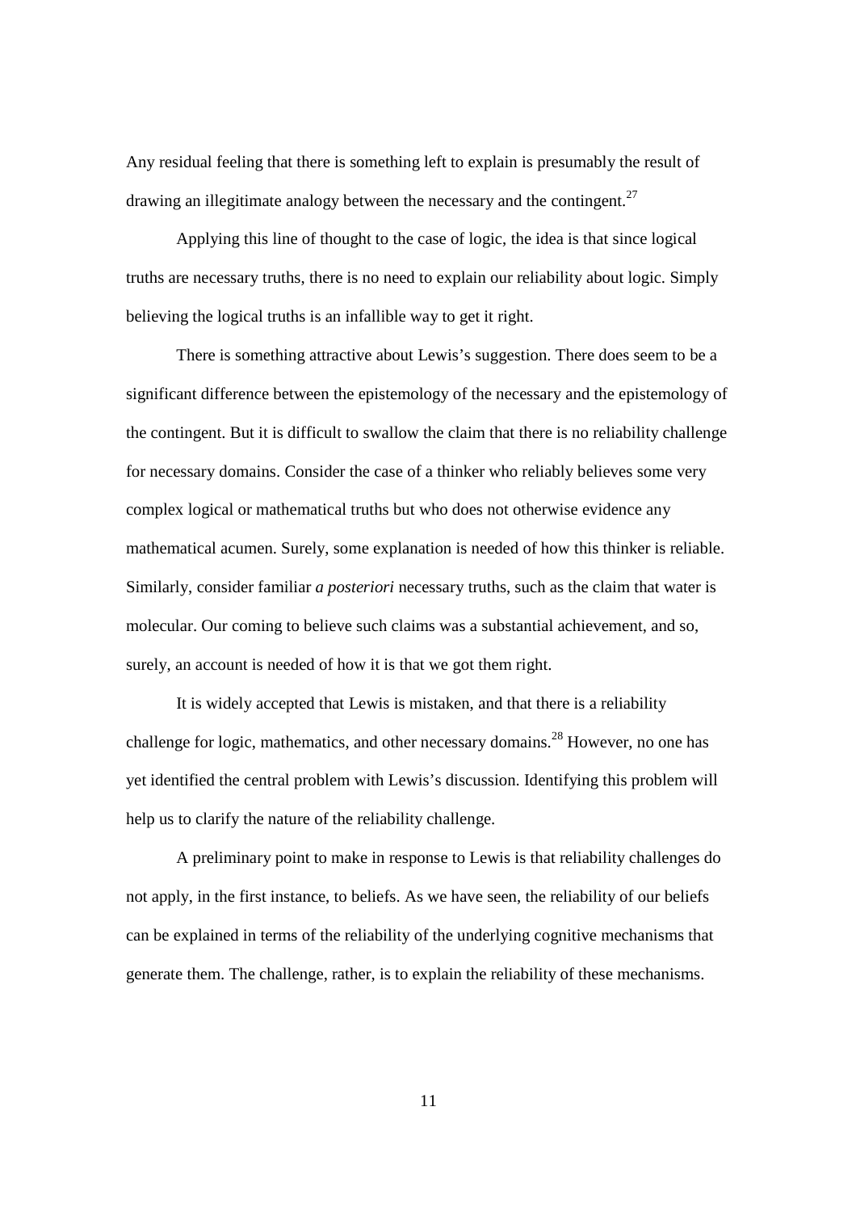Any residual feeling that there is something left to explain is presumably the result of drawing an illegitimate analogy between the necessary and the contingent.[27]

Applying this line of thought to the case of logic, the idea is that since logical truths are necessary truths, there is no need to explain our reliability about logic. Simply believing the logical truths is an infallible way to get it right.

There is something attractive about Lewis's suggestion. There does seem to be a significant difference between the epistemology of the necessary and the epistemology of the contingent. But it is difficult to swallow the claim that there is no reliability challenge for necessary domains. Consider the case of a thinker who reliably believes some very complex logical or mathematical truths but who does not otherwise evidence any mathematical acumen. Surely, some explanation is needed of how this thinker is reliable. Similarly, consider familiar *a posteriori* necessary truths, such as the claim that water is molecular. Our coming to believe such claims was a substantial achievement, and so, surely, an account is needed of how it is that we got them right.

It is widely accepted that Lewis is mistaken, and that there is a reliability challenge for logic, mathematics, and other necessary domains.[28] However, no one has yet identified the central problem with Lewis's discussion. Identifying this problem will help us to clarify the nature of the reliability challenge.

A preliminary point to make in response to Lewis is that reliability challenges do not apply, in the first instance, to beliefs. As we have seen, the reliability of our beliefs can be explained in terms of the reliability of the underlying cognitive mechanisms that generate them. The challenge, rather, is to explain the reliability of these mechanisms.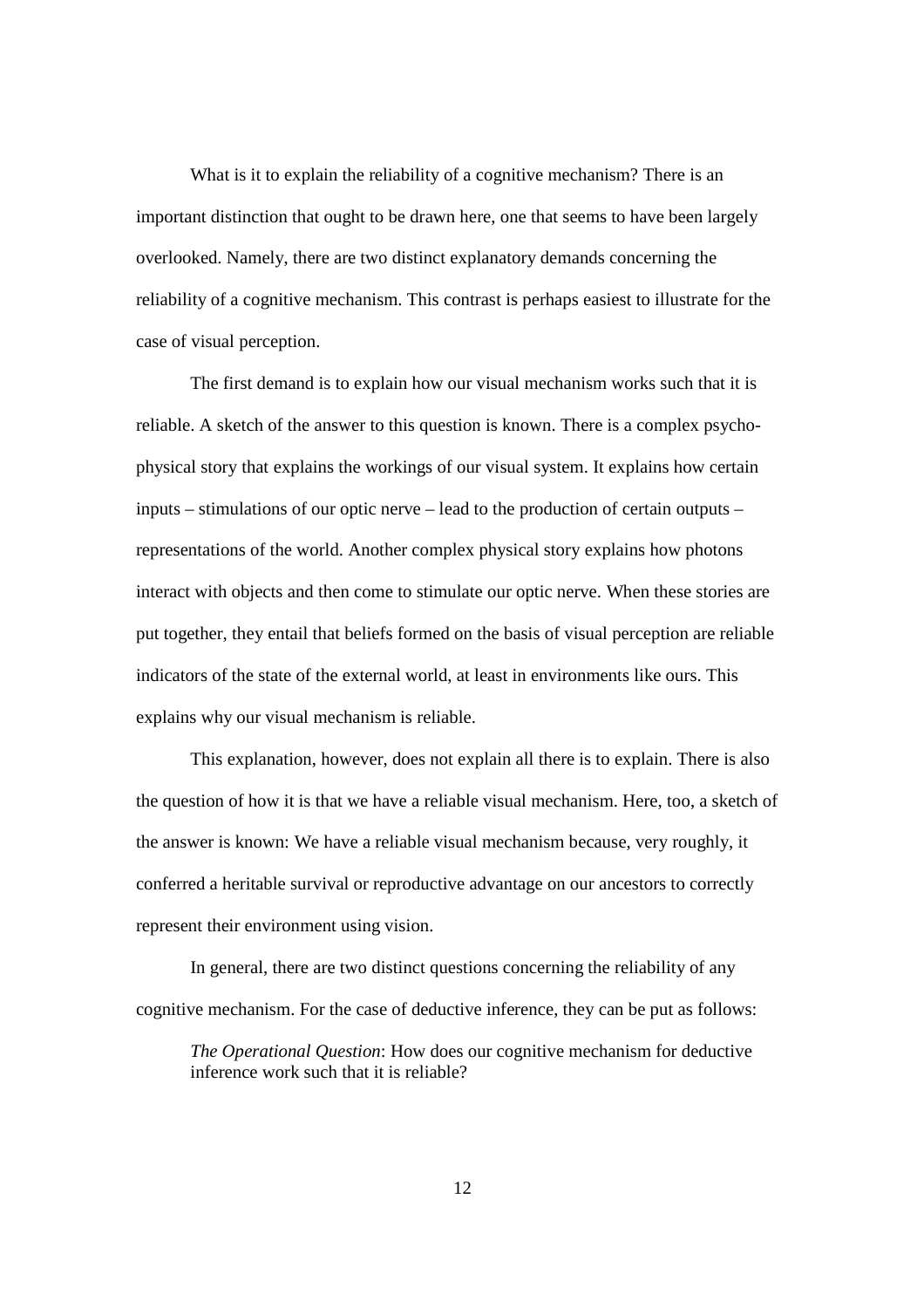What is it to explain the reliability of a cognitive mechanism? There is an important distinction that ought to be drawn here, one that seems to have been largely overlooked. Namely, there are two distinct explanatory demands concerning the reliability of a cognitive mechanism. This contrast is perhaps easiest to illustrate for the case of visual perception.

The first demand is to explain how our visual mechanism works such that it is reliable. A sketch of the answer to this question is known. There is a complex psycho-physical story that explains the workings of our visual system. It explains how certain inputs – stimulations of our optic nerve – lead to the production of certain outputs – representations of the world. Another complex physical story explains how photons interact with objects and then come to stimulate our optic nerve. When these stories are put together, they entail that beliefs formed on the basis of visual perception are reliable indicators of the state of the external world, at least in environments like ours. This explains why our visual mechanism is reliable.

This explanation, however, does not explain all there is to explain. There is also the question of how it is that we have a reliable visual mechanism. Here, too, a sketch of the answer is known: We have a reliable visual mechanism because, very roughly, it conferred a heritable survival or reproductive advantage on our ancestors to correctly represent their environment using vision.

In general, there are two distinct questions concerning the reliability of any cognitive mechanism. For the case of deductive inference, they can be put as follows:

> *The Operational Question*: How does our cognitive mechanism for deductive inference work such that it is reliable?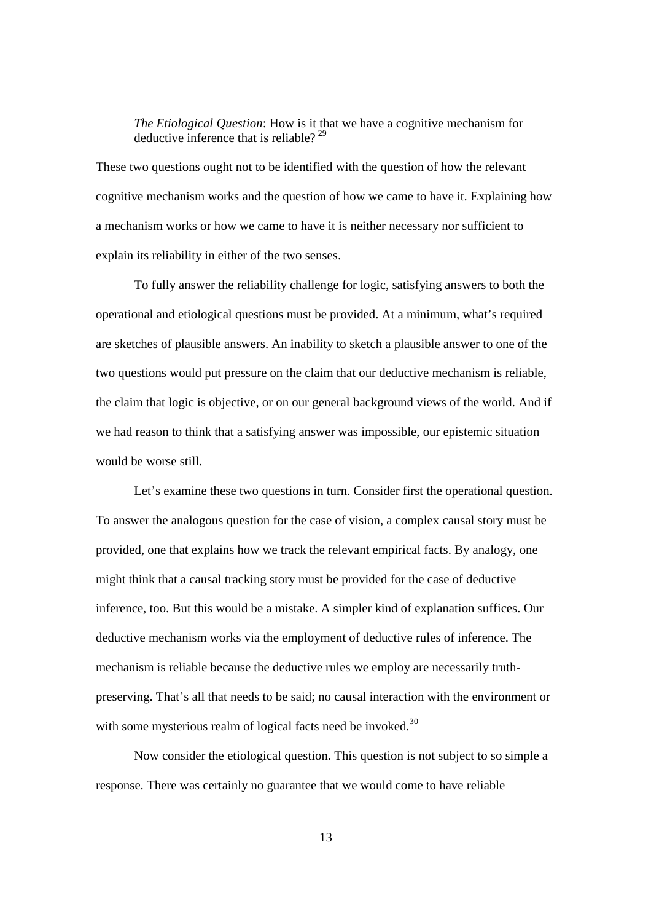> *The Etiological Question*: How is it that we have a cognitive mechanism for deductive inference that is reliable? [29]

These two questions ought not to be identified with the question of how the relevant cognitive mechanism works and the question of how we came to have it. Explaining how a mechanism works or how we came to have it is neither necessary nor sufficient to explain its reliability in either of the two senses.

To fully answer the reliability challenge for logic, satisfying answers to both the operational and etiological questions must be provided. At a minimum, what's required are sketches of plausible answers. An inability to sketch a plausible answer to one of the two questions would put pressure on the claim that our deductive mechanism is reliable, the claim that logic is objective, or on our general background views of the world. And if we had reason to think that a satisfying answer was impossible, our epistemic situation would be worse still.

Let's examine these two questions in turn. Consider first the operational question. To answer the analogous question for the case of vision, a complex causal story must be provided, one that explains how we track the relevant empirical facts. By analogy, one might think that a causal tracking story must be provided for the case of deductive inference, too. But this would be a mistake. A simpler kind of explanation suffices. Our deductive mechanism works via the employment of deductive rules of inference. The mechanism is reliable because the deductive rules we employ are necessarily truth-preserving. That's all that needs to be said; no causal interaction with the environment or with some mysterious realm of logical facts need be invoked.[30]

Now consider the etiological question. This question is not subject to so simple a response. There was certainly no guarantee that we would come to have reliable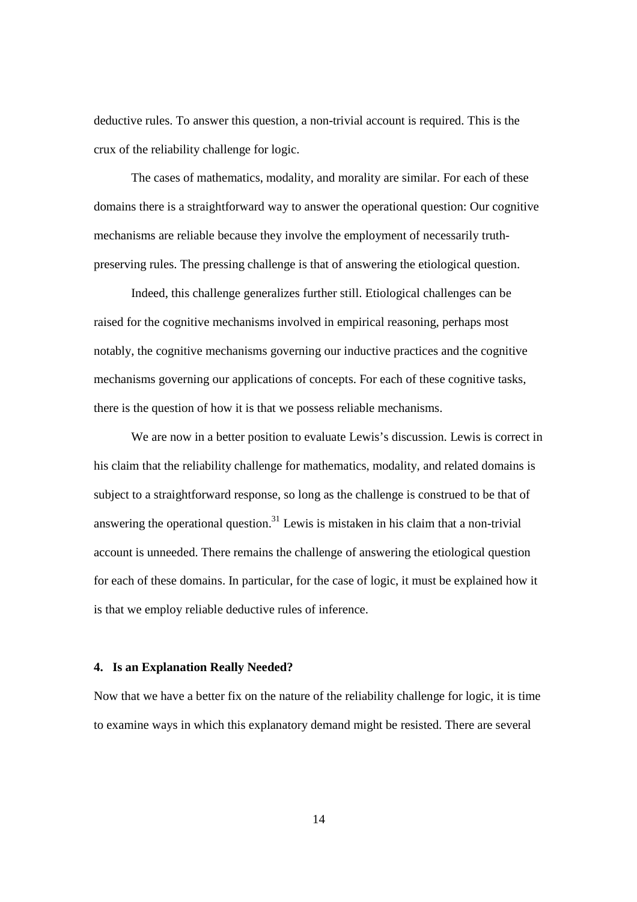deductive rules. To answer this question, a non-trivial account is required. This is the crux of the reliability challenge for logic.

The cases of mathematics, modality, and morality are similar. For each of these domains there is a straightforward way to answer the operational question: Our cognitive mechanisms are reliable because they involve the employment of necessarily truth-preserving rules. The pressing challenge is that of answering the etiological question.

Indeed, this challenge generalizes further still. Etiological challenges can be raised for the cognitive mechanisms involved in empirical reasoning, perhaps most notably, the cognitive mechanisms governing our inductive practices and the cognitive mechanisms governing our applications of concepts. For each of these cognitive tasks, there is the question of how it is that we possess reliable mechanisms.

We are now in a better position to evaluate Lewis's discussion. Lewis is correct in his claim that the reliability challenge for mathematics, modality, and related domains is subject to a straightforward response, so long as the challenge is construed to be that of answering the operational question.[31] Lewis is mistaken in his claim that a non-trivial account is unneeded. There remains the challenge of answering the etiological question for each of these domains. In particular, for the case of logic, it must be explained how it is that we employ reliable deductive rules of inference.

### 4. Is an Explanation Really Needed?

Now that we have a better fix on the nature of the reliability challenge for logic, it is time to examine ways in which this explanatory demand might be resisted. There are several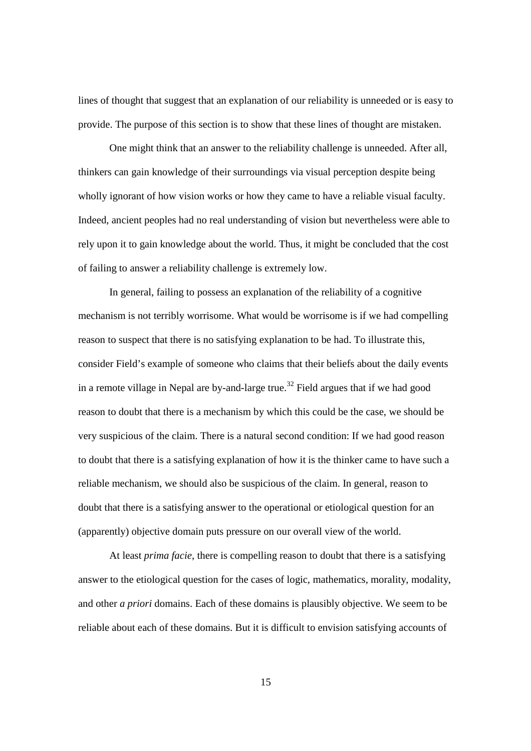lines of thought that suggest that an explanation of our reliability is unneeded or is easy to provide. The purpose of this section is to show that these lines of thought are mistaken.

One might think that an answer to the reliability challenge is unneeded. After all, thinkers can gain knowledge of their surroundings via visual perception despite being wholly ignorant of how vision works or how they came to have a reliable visual faculty. Indeed, ancient peoples had no real understanding of vision but nevertheless were able to rely upon it to gain knowledge about the world. Thus, it might be concluded that the cost of failing to answer a reliability challenge is extremely low.

In general, failing to possess an explanation of the reliability of a cognitive mechanism is not terribly worrisome. What would be worrisome is if we had compelling reason to suspect that there is no satisfying explanation to be had. To illustrate this, consider Field's example of someone who claims that their beliefs about the daily events in a remote village in Nepal are by-and-large true.[32] Field argues that if we had good reason to doubt that there is a mechanism by which this could be the case, we should be very suspicious of the claim. There is a natural second condition: If we had good reason to doubt that there is a satisfying explanation of how it is the thinker came to have such a reliable mechanism, we should also be suspicious of the claim. In general, reason to doubt that there is a satisfying answer to the operational or etiological question for an (apparently) objective domain puts pressure on our overall view of the world.

At least *prima facie*, there is compelling reason to doubt that there is a satisfying answer to the etiological question for the cases of logic, mathematics, morality, modality, and other *a priori* domains. Each of these domains is plausibly objective. We seem to be reliable about each of these domains. But it is difficult to envision satisfying accounts of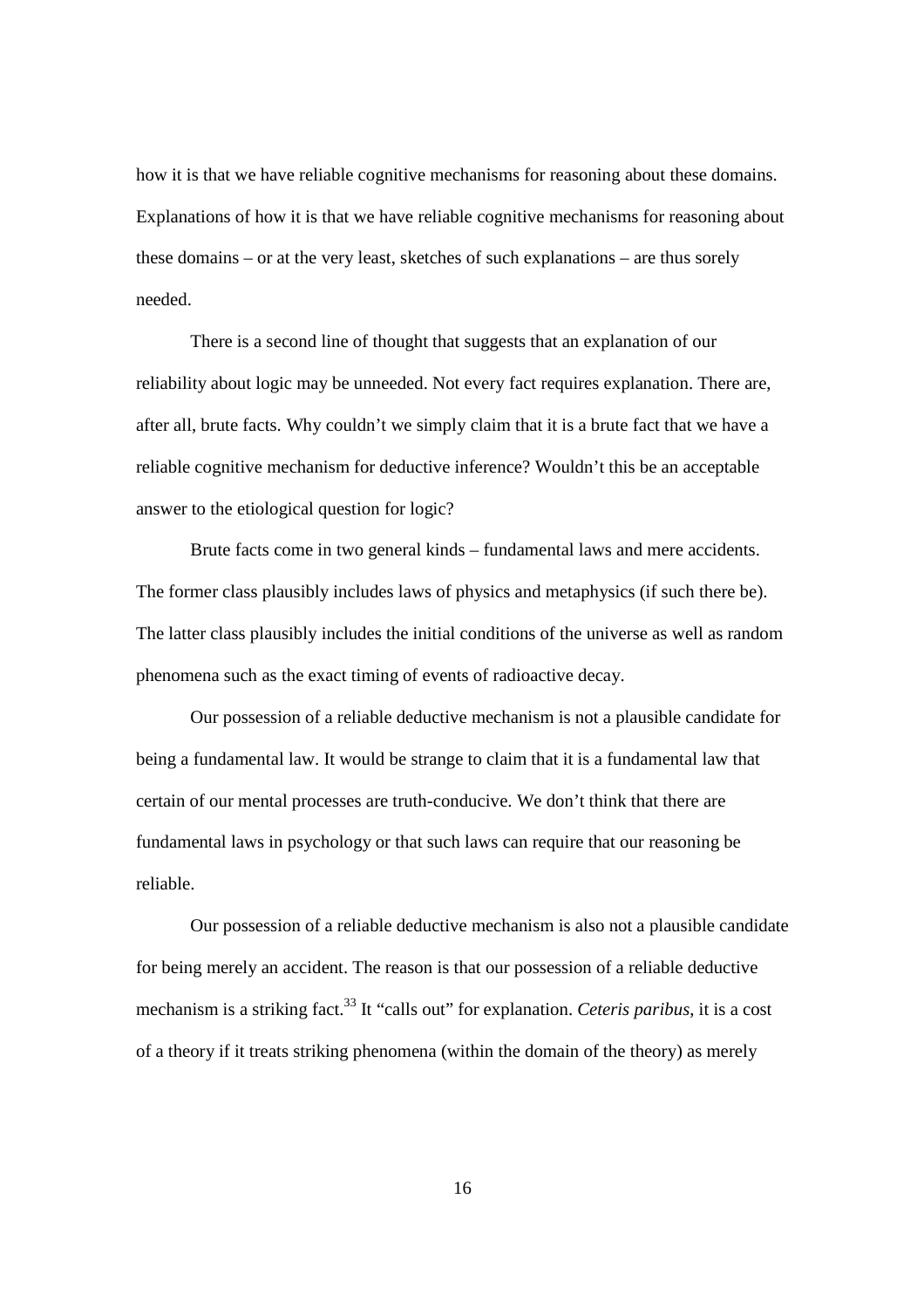how it is that we have reliable cognitive mechanisms for reasoning about these domains. Explanations of how it is that we have reliable cognitive mechanisms for reasoning about these domains – or at the very least, sketches of such explanations – are thus sorely needed.

There is a second line of thought that suggests that an explanation of our reliability about logic may be unneeded. Not every fact requires explanation. There are, after all, brute facts. Why couldn't we simply claim that it is a brute fact that we have a reliable cognitive mechanism for deductive inference? Wouldn't this be an acceptable answer to the etiological question for logic?

Brute facts come in two general kinds – fundamental laws and mere accidents. The former class plausibly includes laws of physics and metaphysics (if such there be). The latter class plausibly includes the initial conditions of the universe as well as random phenomena such as the exact timing of events of radioactive decay.

Our possession of a reliable deductive mechanism is not a plausible candidate for being a fundamental law. It would be strange to claim that it is a fundamental law that certain of our mental processes are truth-conducive. We don't think that there are fundamental laws in psychology or that such laws can require that our reasoning be reliable.

Our possession of a reliable deductive mechanism is also not a plausible candidate for being merely an accident. The reason is that our possession of a reliable deductive mechanism is a striking fact.[33] It "calls out" for explanation. *Ceteris paribus*, it is a cost of a theory if it treats striking phenomena (within the domain of the theory) as merely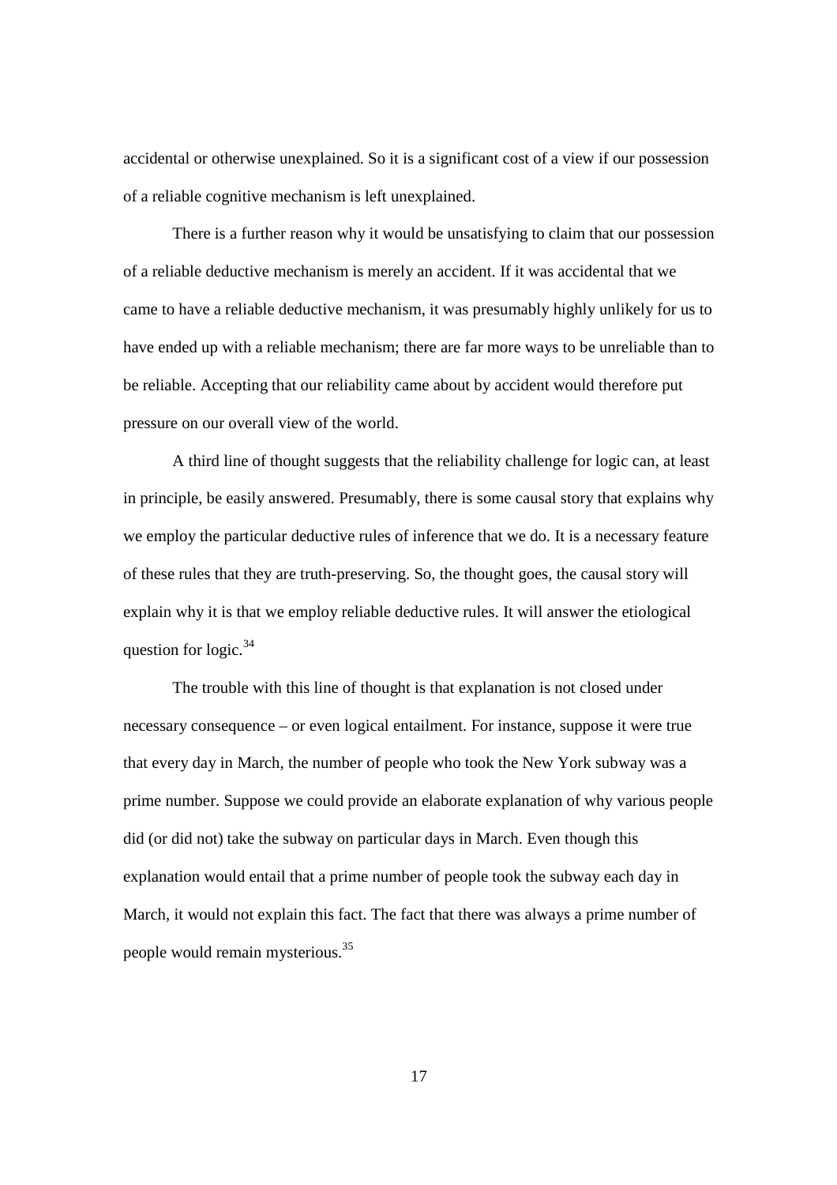accidental or otherwise unexplained. So it is a significant cost of a view if our possession of a reliable cognitive mechanism is left unexplained.

There is a further reason why it would be unsatisfying to claim that our possession of a reliable deductive mechanism is merely an accident. If it was accidental that we came to have a reliable deductive mechanism, it was presumably highly unlikely for us to have ended up with a reliable mechanism; there are far more ways to be unreliable than to be reliable. Accepting that our reliability came about by accident would therefore put pressure on our overall view of the world.

A third line of thought suggests that the reliability challenge for logic can, at least in principle, be easily answered. Presumably, there is some causal story that explains why we employ the particular deductive rules of inference that we do. It is a necessary feature of these rules that they are truth-preserving. So, the thought goes, the causal story will explain why it is that we employ reliable deductive rules. It will answer the etiological question for logic.[34]

The trouble with this line of thought is that explanation is not closed under necessary consequence – or even logical entailment. For instance, suppose it were true that every day in March, the number of people who took the New York subway was a prime number. Suppose we could provide an elaborate explanation of why various people did (or did not) take the subway on particular days in March. Even though this explanation would entail that a prime number of people took the subway each day in March, it would not explain this fact. The fact that there was always a prime number of people would remain mysterious.[35]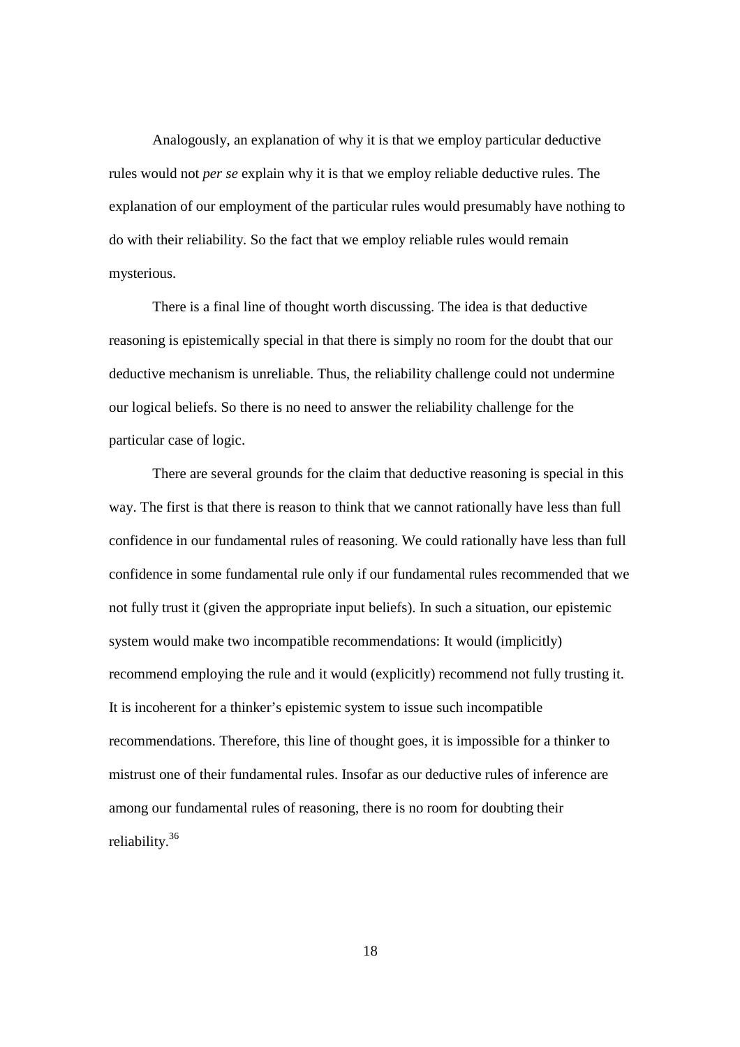Analogously, an explanation of why it is that we employ particular deductive rules would not *per se* explain why it is that we employ reliable deductive rules. The explanation of our employment of the particular rules would presumably have nothing to do with their reliability. So the fact that we employ reliable rules would remain mysterious.

There is a final line of thought worth discussing. The idea is that deductive reasoning is epistemically special in that there is simply no room for the doubt that our deductive mechanism is unreliable. Thus, the reliability challenge could not undermine our logical beliefs. So there is no need to answer the reliability challenge for the particular case of logic.

There are several grounds for the claim that deductive reasoning is special in this way. The first is that there is reason to think that we cannot rationally have less than full confidence in our fundamental rules of reasoning. We could rationally have less than full confidence in some fundamental rule only if our fundamental rules recommended that we not fully trust it (given the appropriate input beliefs). In such a situation, our epistemic system would make two incompatible recommendations: It would (implicitly) recommend employing the rule and it would (explicitly) recommend not fully trusting it. It is incoherent for a thinker's epistemic system to issue such incompatible recommendations. Therefore, this line of thought goes, it is impossible for a thinker to mistrust one of their fundamental rules. Insofar as our deductive rules of inference are among our fundamental rules of reasoning, there is no room for doubting their reliability.[36]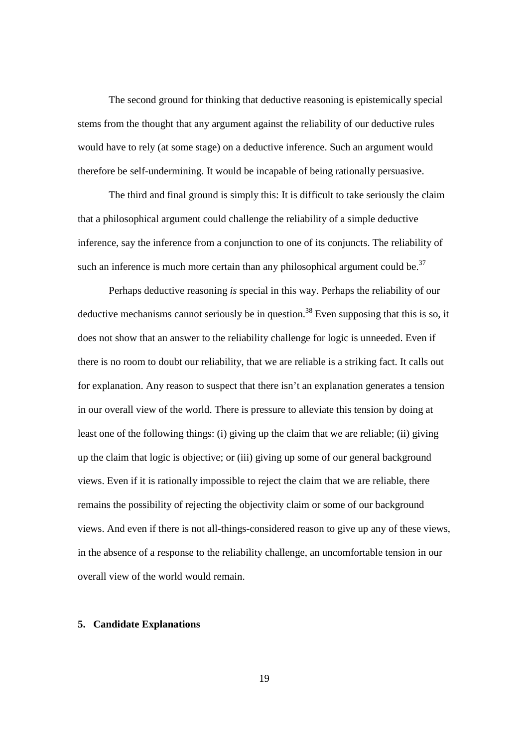The second ground for thinking that deductive reasoning is epistemically special stems from the thought that any argument against the reliability of our deductive rules would have to rely (at some stage) on a deductive inference. Such an argument would therefore be self-undermining. It would be incapable of being rationally persuasive.

The third and final ground is simply this: It is difficult to take seriously the claim that a philosophical argument could challenge the reliability of a simple deductive inference, say the inference from a conjunction to one of its conjuncts. The reliability of such an inference is much more certain than any philosophical argument could be.[37]

Perhaps deductive reasoning *is* special in this way. Perhaps the reliability of our deductive mechanisms cannot seriously be in question.[38] Even supposing that this is so, it does not show that an answer to the reliability challenge for logic is unneeded. Even if there is no room to doubt our reliability, that we are reliable is a striking fact. It calls out for explanation. Any reason to suspect that there isn't an explanation generates a tension in our overall view of the world. There is pressure to alleviate this tension by doing at least one of the following things: (i) giving up the claim that we are reliable; (ii) giving up the claim that logic is objective; or (iii) giving up some of our general background views. Even if it is rationally impossible to reject the claim that we are reliable, there remains the possibility of rejecting the objectivity claim or some of our background views. And even if there is not all-things-considered reason to give up any of these views, in the absence of a response to the reliability challenge, an uncomfortable tension in our overall view of the world would remain.

## 5. Candidate Explanations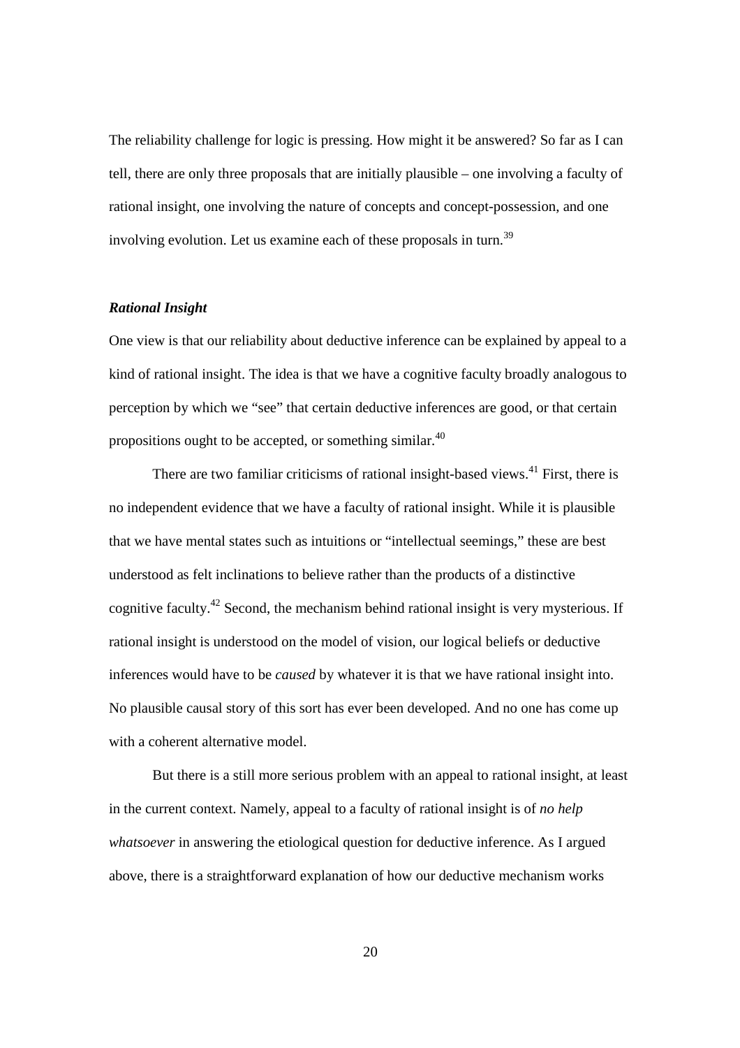The reliability challenge for logic is pressing. How might it be answered? So far as I can tell, there are only three proposals that are initially plausible – one involving a faculty of rational insight, one involving the nature of concepts and concept-possession, and one involving evolution. Let us examine each of these proposals in turn.[39]

### *Rational Insight*

One view is that our reliability about deductive inference can be explained by appeal to a kind of rational insight. The idea is that we have a cognitive faculty broadly analogous to perception by which we "see" that certain deductive inferences are good, or that certain propositions ought to be accepted, or something similar.[40]

There are two familiar criticisms of rational insight-based views.[41] First, there is no independent evidence that we have a faculty of rational insight. While it is plausible that we have mental states such as intuitions or "intellectual seemings," these are best understood as felt inclinations to believe rather than the products of a distinctive cognitive faculty.[42] Second, the mechanism behind rational insight is very mysterious. If rational insight is understood on the model of vision, our logical beliefs or deductive inferences would have to be *caused* by whatever it is that we have rational insight into. No plausible causal story of this sort has ever been developed. And no one has come up with a coherent alternative model.

But there is a still more serious problem with an appeal to rational insight, at least in the current context. Namely, appeal to a faculty of rational insight is of *no help whatsoever* in answering the etiological question for deductive inference. As I argued above, there is a straightforward explanation of how our deductive mechanism works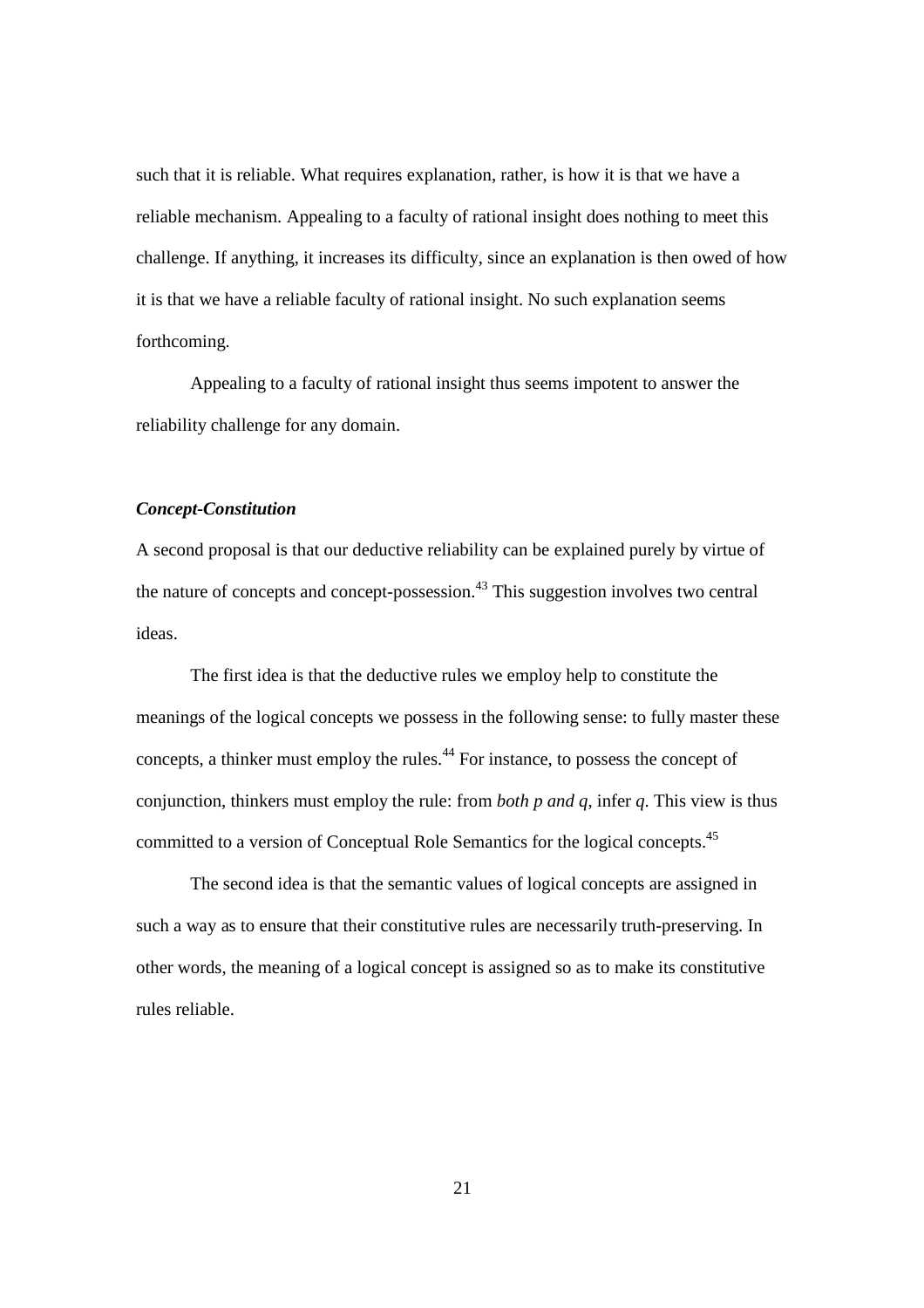such that it is reliable. What requires explanation, rather, is how it is that we have a reliable mechanism. Appealing to a faculty of rational insight does nothing to meet this challenge. If anything, it increases its difficulty, since an explanation is then owed of how it is that we have a reliable faculty of rational insight. No such explanation seems forthcoming.

Appealing to a faculty of rational insight thus seems impotent to answer the reliability challenge for any domain.

### *Concept-Constitution*

A second proposal is that our deductive reliability can be explained purely by virtue of the nature of concepts and concept-possession.[43] This suggestion involves two central ideas.

The first idea is that the deductive rules we employ help to constitute the meanings of the logical concepts we possess in the following sense: to fully master these concepts, a thinker must employ the rules.[44] For instance, to possess the concept of conjunction, thinkers must employ the rule: from *both p and q*, infer *q*. This view is thus committed to a version of Conceptual Role Semantics for the logical concepts.[45]

The second idea is that the semantic values of logical concepts are assigned in such a way as to ensure that their constitutive rules are necessarily truth-preserving. In other words, the meaning of a logical concept is assigned so as to make its constitutive rules reliable.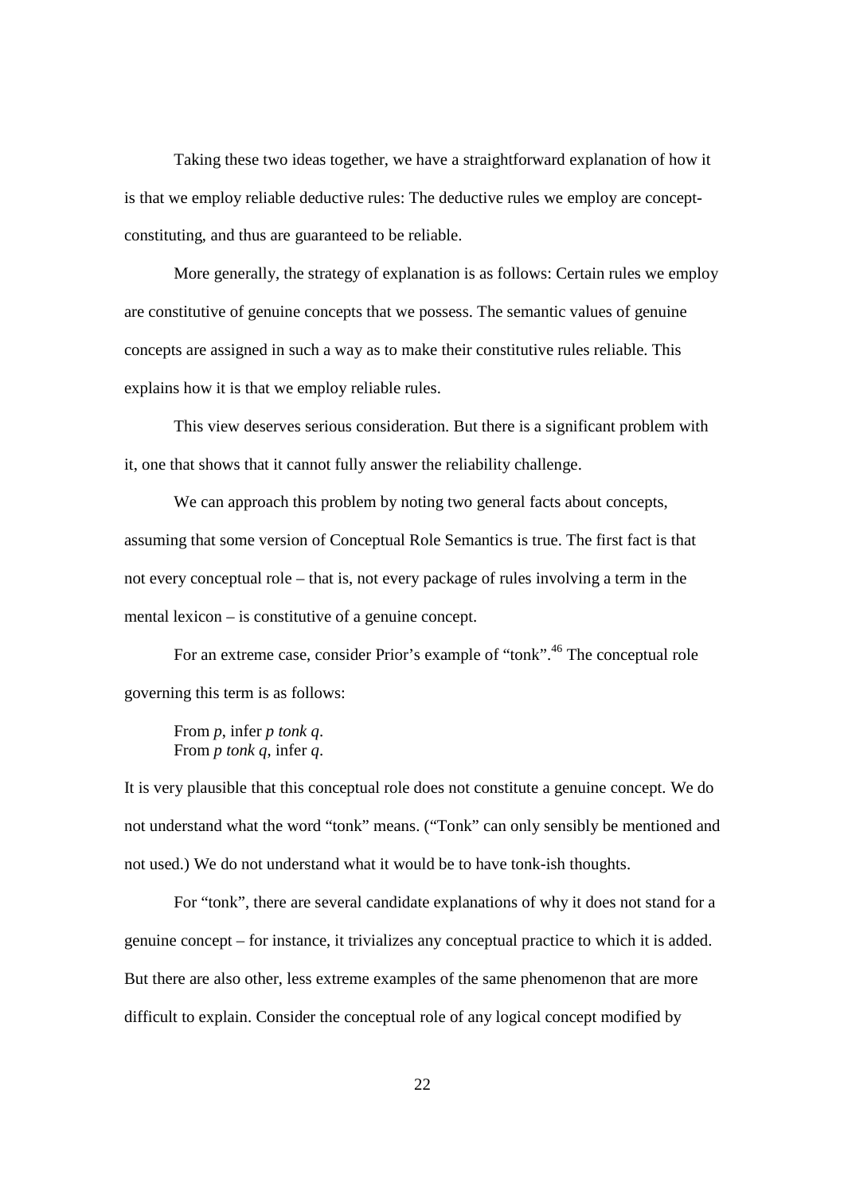Taking these two ideas together, we have a straightforward explanation of how it is that we employ reliable deductive rules: The deductive rules we employ are concept-constituting, and thus are guaranteed to be reliable.

More generally, the strategy of explanation is as follows: Certain rules we employ are constitutive of genuine concepts that we possess. The semantic values of genuine concepts are assigned in such a way as to make their constitutive rules reliable. This explains how it is that we employ reliable rules.

This view deserves serious consideration. But there is a significant problem with it, one that shows that it cannot fully answer the reliability challenge.

We can approach this problem by noting two general facts about concepts, assuming that some version of Conceptual Role Semantics is true. The first fact is that not every conceptual role – that is, not every package of rules involving a term in the mental lexicon – is constitutive of a genuine concept.

For an extreme case, consider Prior's example of "tonk".[46] The conceptual role governing this term is as follows:

> From *p*, infer *p tonk q*.
> From *p tonk q*, infer *q*.

It is very plausible that this conceptual role does not constitute a genuine concept. We do not understand what the word "tonk" means. ("Tonk" can only sensibly be mentioned and not used.) We do not understand what it would be to have tonk-ish thoughts.

For "tonk", there are several candidate explanations of why it does not stand for a genuine concept – for instance, it trivializes any conceptual practice to which it is added. But there are also other, less extreme examples of the same phenomenon that are more difficult to explain. Consider the conceptual role of any logical concept modified by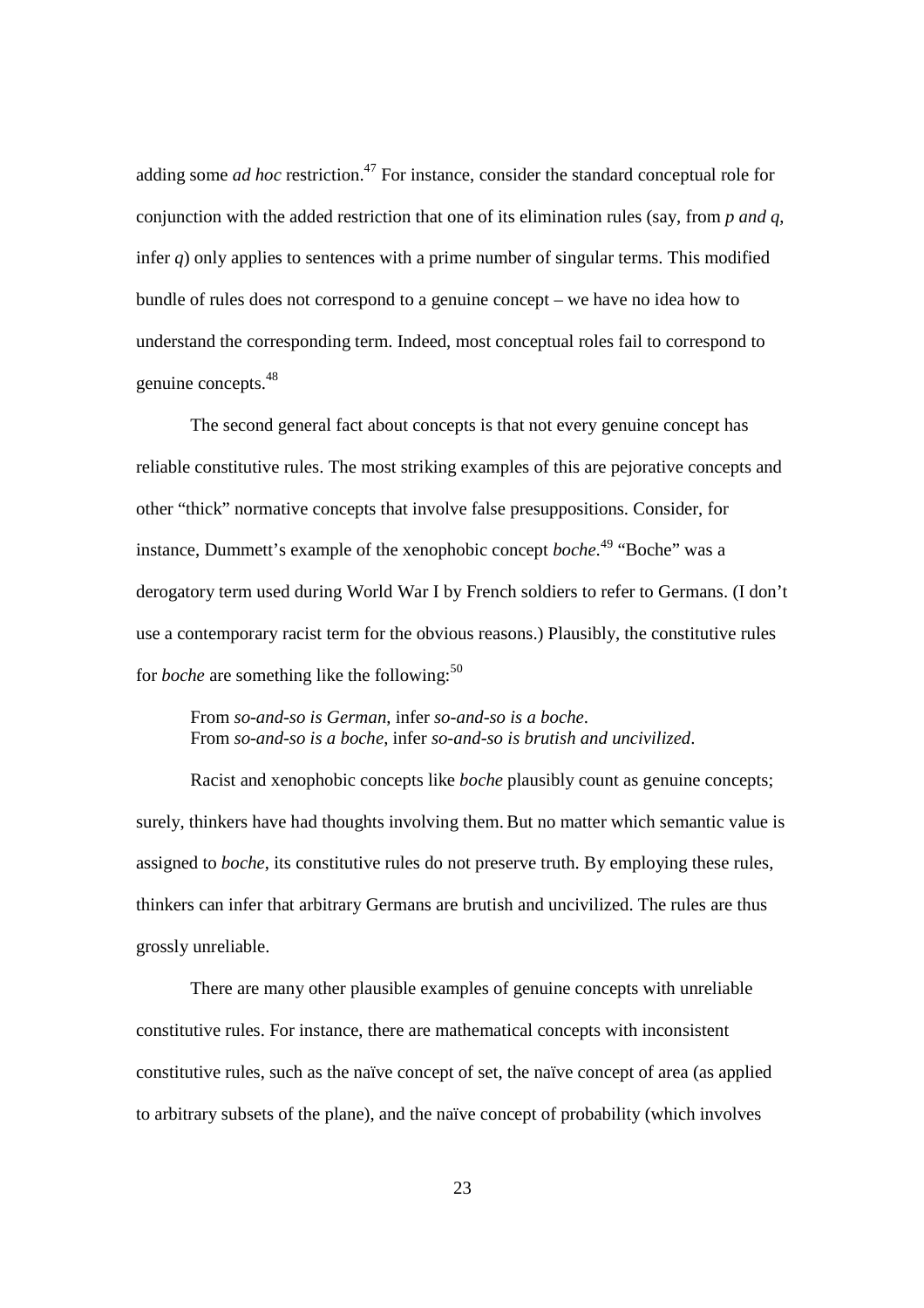adding some *ad hoc* restriction.[47] For instance, consider the standard conceptual role for conjunction with the added restriction that one of its elimination rules (say, from *p and q*, infer *q*) only applies to sentences with a prime number of singular terms. This modified bundle of rules does not correspond to a genuine concept – we have no idea how to understand the corresponding term. Indeed, most conceptual roles fail to correspond to genuine concepts.[48]

The second general fact about concepts is that not every genuine concept has reliable constitutive rules. The most striking examples of this are pejorative concepts and other "thick" normative concepts that involve false presuppositions. Consider, for instance, Dummett's example of the xenophobic concept *boche*.[49] "Boche" was a derogatory term used during World War I by French soldiers to refer to Germans. (I don't use a contemporary racist term for the obvious reasons.) Plausibly, the constitutive rules for *boche* are something like the following:[50]

> From *so-and-so is German*, infer *so-and-so is a boche*.
> From *so-and-so is a boche*, infer *so-and-so is brutish and uncivilized*.

Racist and xenophobic concepts like *boche* plausibly count as genuine concepts; surely, thinkers have had thoughts involving them. But no matter which semantic value is assigned to *boche*, its constitutive rules do not preserve truth. By employing these rules, thinkers can infer that arbitrary Germans are brutish and uncivilized. The rules are thus grossly unreliable.

There are many other plausible examples of genuine concepts with unreliable constitutive rules. For instance, there are mathematical concepts with inconsistent constitutive rules, such as the naïve concept of set, the naïve concept of area (as applied to arbitrary subsets of the plane), and the naïve concept of probability (which involves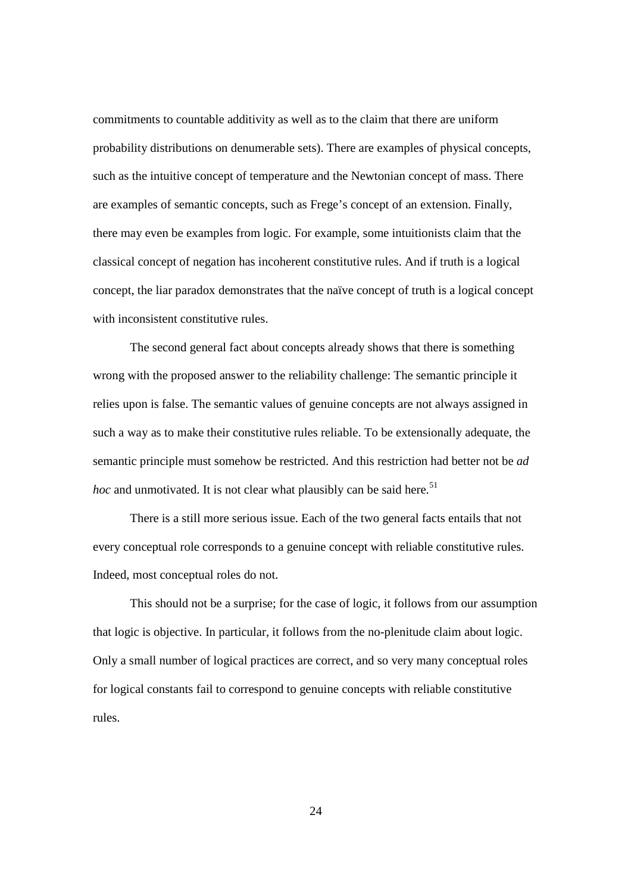commitments to countable additivity as well as to the claim that there are uniform probability distributions on denumerable sets). There are examples of physical concepts, such as the intuitive concept of temperature and the Newtonian concept of mass. There are examples of semantic concepts, such as Frege's concept of an extension. Finally, there may even be examples from logic. For example, some intuitionists claim that the classical concept of negation has incoherent constitutive rules. And if truth is a logical concept, the liar paradox demonstrates that the naïve concept of truth is a logical concept with inconsistent constitutive rules.

The second general fact about concepts already shows that there is something wrong with the proposed answer to the reliability challenge: The semantic principle it relies upon is false. The semantic values of genuine concepts are not always assigned in such a way as to make their constitutive rules reliable. To be extensionally adequate, the semantic principle must somehow be restricted. And this restriction had better not be *ad hoc* and unmotivated. It is not clear what plausibly can be said here.[51]

There is a still more serious issue. Each of the two general facts entails that not every conceptual role corresponds to a genuine concept with reliable constitutive rules. Indeed, most conceptual roles do not.

This should not be a surprise; for the case of logic, it follows from our assumption that logic is objective. In particular, it follows from the no-plenitude claim about logic. Only a small number of logical practices are correct, and so very many conceptual roles for logical constants fail to correspond to genuine concepts with reliable constitutive rules.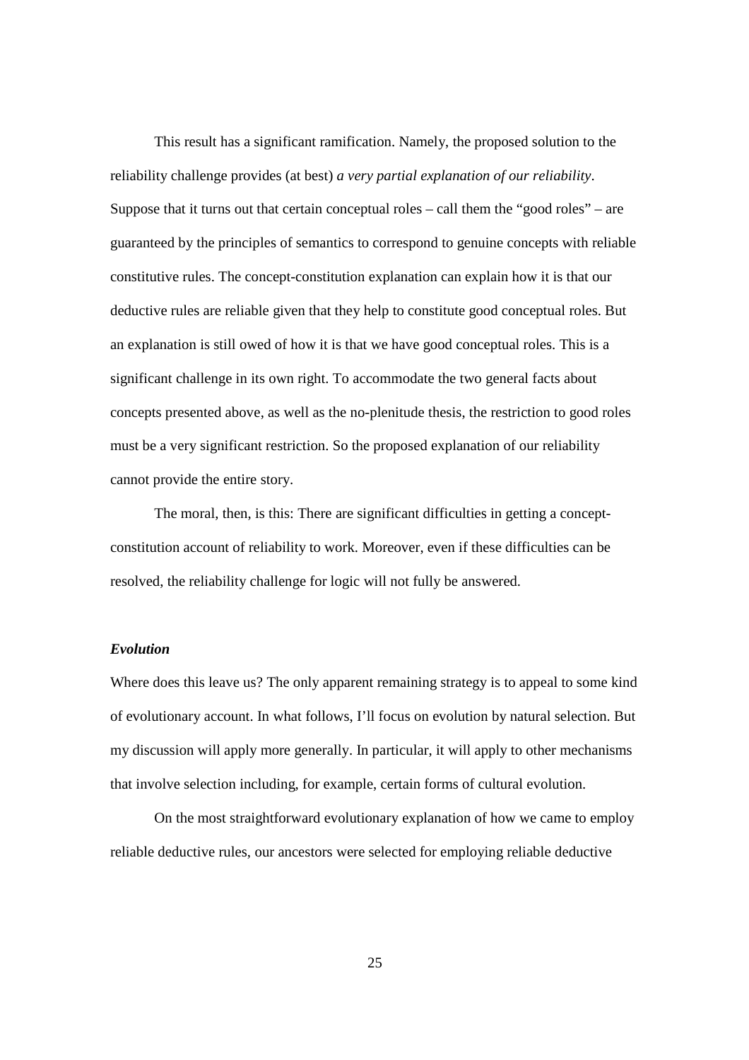This result has a significant ramification. Namely, the proposed solution to the reliability challenge provides (at best) *a very partial explanation of our reliability*. Suppose that it turns out that certain conceptual roles – call them the "good roles" – are guaranteed by the principles of semantics to correspond to genuine concepts with reliable constitutive rules. The concept-constitution explanation can explain how it is that our deductive rules are reliable given that they help to constitute good conceptual roles. But an explanation is still owed of how it is that we have good conceptual roles. This is a significant challenge in its own right. To accommodate the two general facts about concepts presented above, as well as the no-plenitude thesis, the restriction to good roles must be a very significant restriction. So the proposed explanation of our reliability cannot provide the entire story.

The moral, then, is this: There are significant difficulties in getting a concept-constitution account of reliability to work. Moreover, even if these difficulties can be resolved, the reliability challenge for logic will not fully be answered.

***Evolution***

Where does this leave us? The only apparent remaining strategy is to appeal to some kind of evolutionary account. In what follows, I'll focus on evolution by natural selection. But my discussion will apply more generally. In particular, it will apply to other mechanisms that involve selection including, for example, certain forms of cultural evolution.

On the most straightforward evolutionary explanation of how we came to employ reliable deductive rules, our ancestors were selected for employing reliable deductive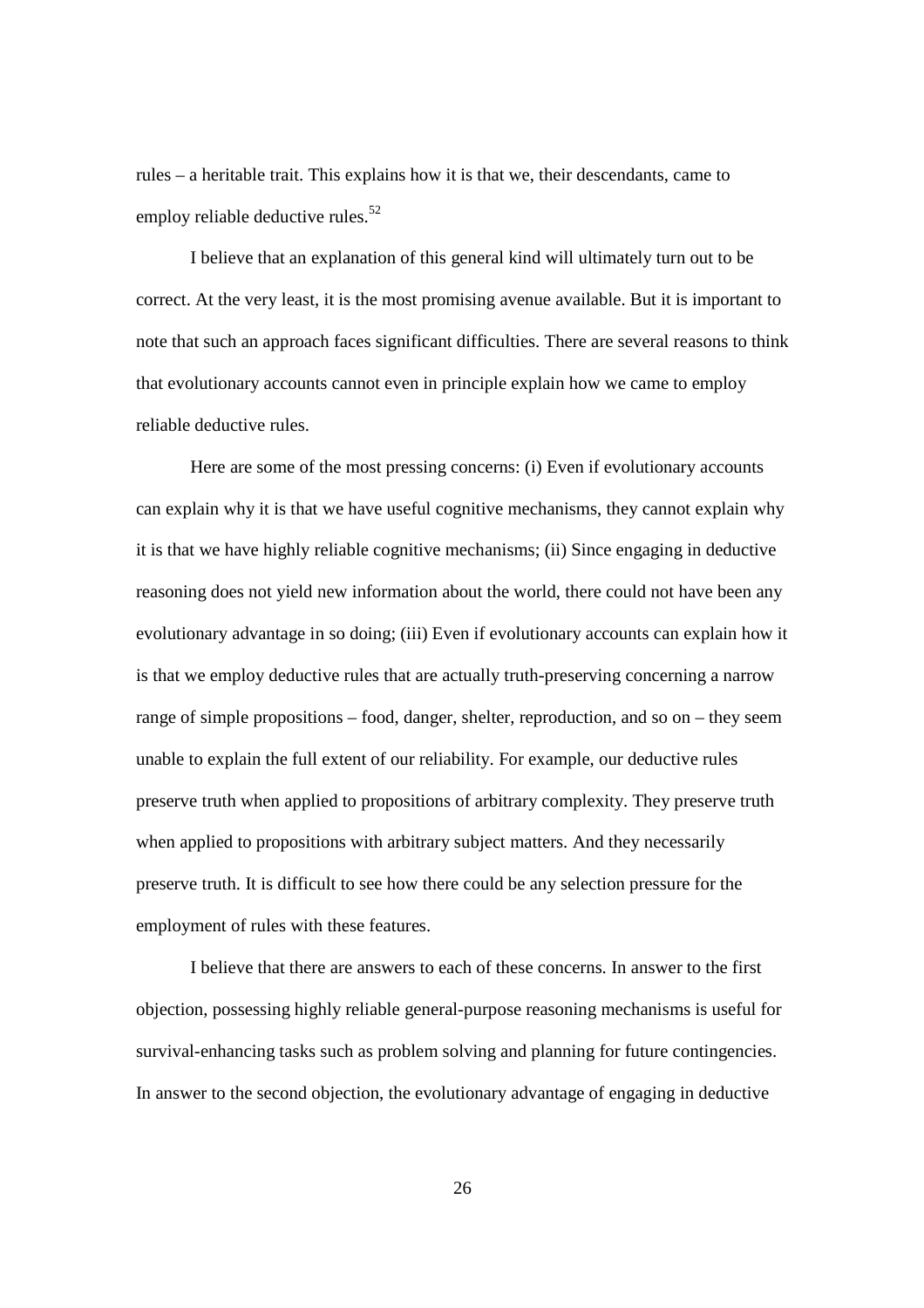rules – a heritable trait. This explains how it is that we, their descendants, came to employ reliable deductive rules.[52]

I believe that an explanation of this general kind will ultimately turn out to be correct. At the very least, it is the most promising avenue available. But it is important to note that such an approach faces significant difficulties. There are several reasons to think that evolutionary accounts cannot even in principle explain how we came to employ reliable deductive rules.

Here are some of the most pressing concerns: (i) Even if evolutionary accounts can explain why it is that we have useful cognitive mechanisms, they cannot explain why it is that we have highly reliable cognitive mechanisms; (ii) Since engaging in deductive reasoning does not yield new information about the world, there could not have been any evolutionary advantage in so doing; (iii) Even if evolutionary accounts can explain how it is that we employ deductive rules that are actually truth-preserving concerning a narrow range of simple propositions – food, danger, shelter, reproduction, and so on – they seem unable to explain the full extent of our reliability. For example, our deductive rules preserve truth when applied to propositions of arbitrary complexity. They preserve truth when applied to propositions with arbitrary subject matters. And they necessarily preserve truth. It is difficult to see how there could be any selection pressure for the employment of rules with these features.

I believe that there are answers to each of these concerns. In answer to the first objection, possessing highly reliable general-purpose reasoning mechanisms is useful for survival-enhancing tasks such as problem solving and planning for future contingencies. In answer to the second objection, the evolutionary advantage of engaging in deductive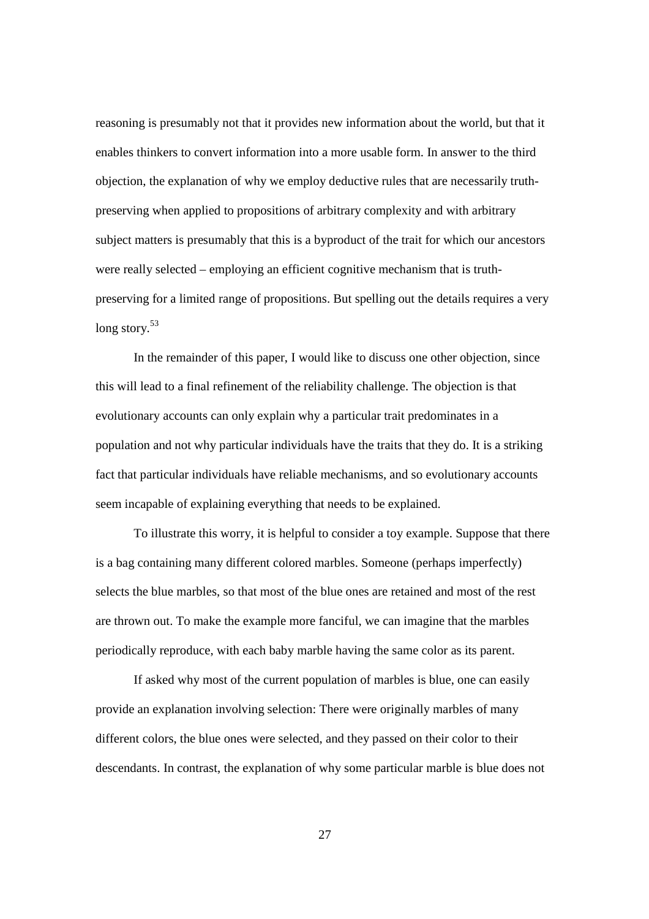reasoning is presumably not that it provides new information about the world, but that it enables thinkers to convert information into a more usable form. In answer to the third objection, the explanation of why we employ deductive rules that are necessarily truth-preserving when applied to propositions of arbitrary complexity and with arbitrary subject matters is presumably that this is a byproduct of the trait for which our ancestors were really selected – employing an efficient cognitive mechanism that is truth-preserving for a limited range of propositions. But spelling out the details requires a very long story.[53]

In the remainder of this paper, I would like to discuss one other objection, since this will lead to a final refinement of the reliability challenge. The objection is that evolutionary accounts can only explain why a particular trait predominates in a population and not why particular individuals have the traits that they do. It is a striking fact that particular individuals have reliable mechanisms, and so evolutionary accounts seem incapable of explaining everything that needs to be explained.

To illustrate this worry, it is helpful to consider a toy example. Suppose that there is a bag containing many different colored marbles. Someone (perhaps imperfectly) selects the blue marbles, so that most of the blue ones are retained and most of the rest are thrown out. To make the example more fanciful, we can imagine that the marbles periodically reproduce, with each baby marble having the same color as its parent.

If asked why most of the current population of marbles is blue, one can easily provide an explanation involving selection: There were originally marbles of many different colors, the blue ones were selected, and they passed on their color to their descendants. In contrast, the explanation of why some particular marble is blue does not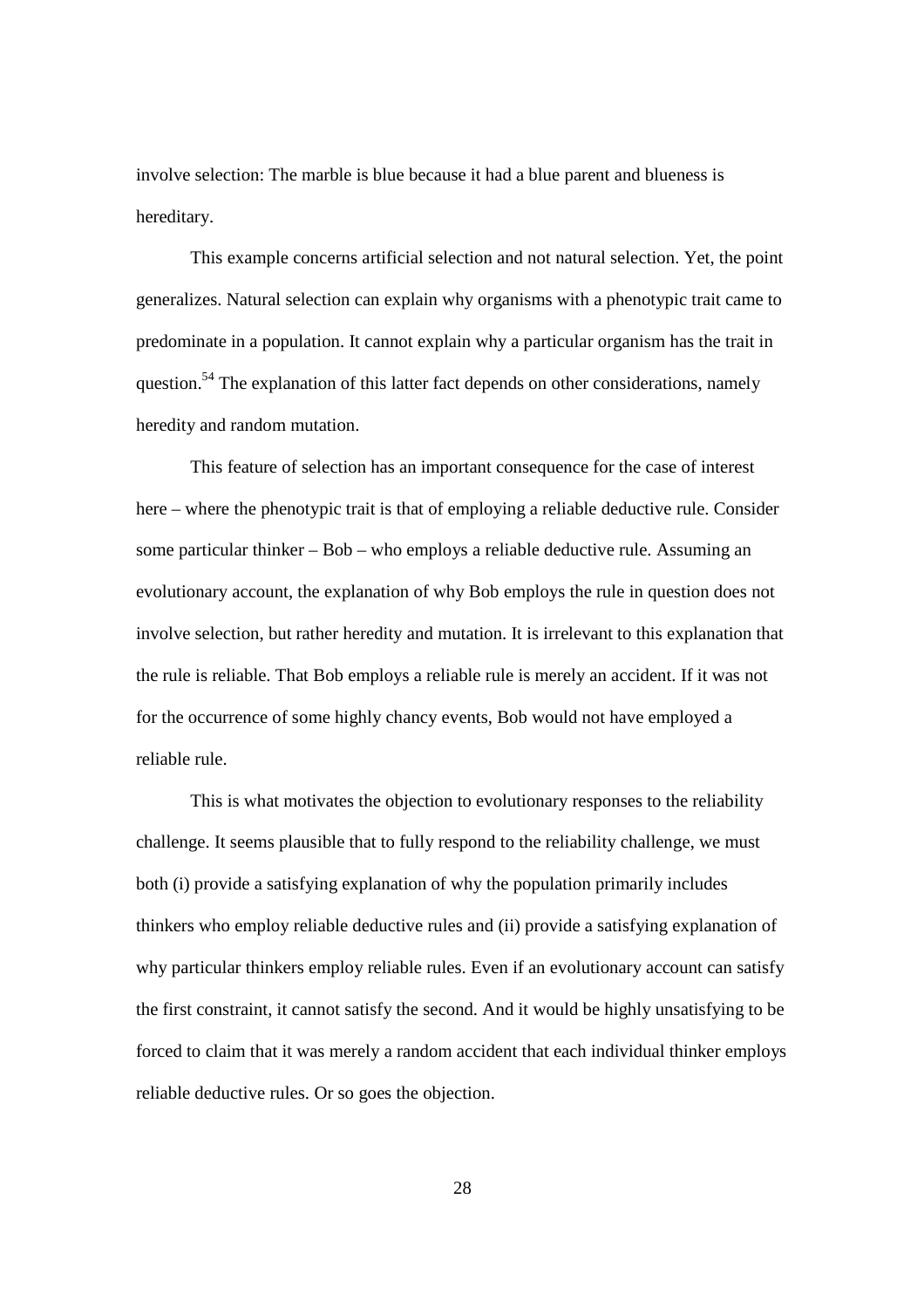involve selection: The marble is blue because it had a blue parent and blueness is hereditary.

This example concerns artificial selection and not natural selection. Yet, the point generalizes. Natural selection can explain why organisms with a phenotypic trait came to predominate in a population. It cannot explain why a particular organism has the trait in question.[54] The explanation of this latter fact depends on other considerations, namely heredity and random mutation.

This feature of selection has an important consequence for the case of interest here – where the phenotypic trait is that of employing a reliable deductive rule. Consider some particular thinker – Bob – who employs a reliable deductive rule. Assuming an evolutionary account, the explanation of why Bob employs the rule in question does not involve selection, but rather heredity and mutation. It is irrelevant to this explanation that the rule is reliable. That Bob employs a reliable rule is merely an accident. If it was not for the occurrence of some highly chancy events, Bob would not have employed a reliable rule.

This is what motivates the objection to evolutionary responses to the reliability challenge. It seems plausible that to fully respond to the reliability challenge, we must both (i) provide a satisfying explanation of why the population primarily includes thinkers who employ reliable deductive rules and (ii) provide a satisfying explanation of why particular thinkers employ reliable rules. Even if an evolutionary account can satisfy the first constraint, it cannot satisfy the second. And it would be highly unsatisfying to be forced to claim that it was merely a random accident that each individual thinker employs reliable deductive rules. Or so goes the objection.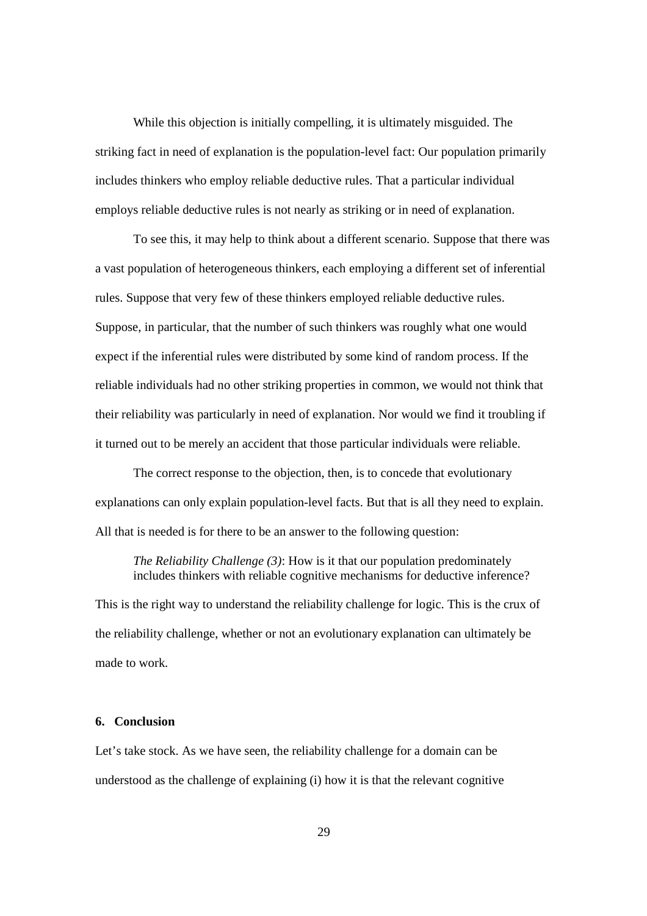While this objection is initially compelling, it is ultimately misguided. The striking fact in need of explanation is the population-level fact: Our population primarily includes thinkers who employ reliable deductive rules. That a particular individual employs reliable deductive rules is not nearly as striking or in need of explanation.

To see this, it may help to think about a different scenario. Suppose that there was a vast population of heterogeneous thinkers, each employing a different set of inferential rules. Suppose that very few of these thinkers employed reliable deductive rules. Suppose, in particular, that the number of such thinkers was roughly what one would expect if the inferential rules were distributed by some kind of random process. If the reliable individuals had no other striking properties in common, we would not think that their reliability was particularly in need of explanation. Nor would we find it troubling if it turned out to be merely an accident that those particular individuals were reliable.

The correct response to the objection, then, is to concede that evolutionary explanations can only explain population-level facts. But that is all they need to explain. All that is needed is for there to be an answer to the following question:

> *The Reliability Challenge (3)*: How is it that our population predominately includes thinkers with reliable cognitive mechanisms for deductive inference?

This is the right way to understand the reliability challenge for logic. This is the crux of the reliability challenge, whether or not an evolutionary explanation can ultimately be made to work.

## 6. Conclusion

Let's take stock. As we have seen, the reliability challenge for a domain can be understood as the challenge of explaining (i) how it is that the relevant cognitive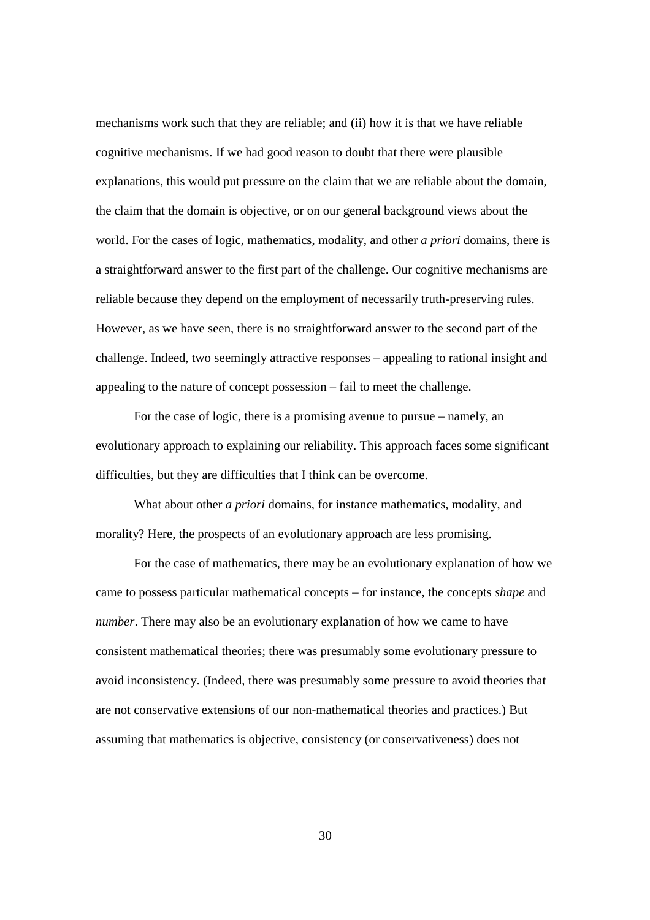mechanisms work such that they are reliable; and (ii) how it is that we have reliable cognitive mechanisms. If we had good reason to doubt that there were plausible explanations, this would put pressure on the claim that we are reliable about the domain, the claim that the domain is objective, or on our general background views about the world. For the cases of logic, mathematics, modality, and other *a priori* domains, there is a straightforward answer to the first part of the challenge. Our cognitive mechanisms are reliable because they depend on the employment of necessarily truth-preserving rules. However, as we have seen, there is no straightforward answer to the second part of the challenge. Indeed, two seemingly attractive responses – appealing to rational insight and appealing to the nature of concept possession – fail to meet the challenge.

For the case of logic, there is a promising avenue to pursue – namely, an evolutionary approach to explaining our reliability. This approach faces some significant difficulties, but they are difficulties that I think can be overcome.

What about other *a priori* domains, for instance mathematics, modality, and morality? Here, the prospects of an evolutionary approach are less promising.

For the case of mathematics, there may be an evolutionary explanation of how we came to possess particular mathematical concepts – for instance, the concepts *shape* and *number*. There may also be an evolutionary explanation of how we came to have consistent mathematical theories; there was presumably some evolutionary pressure to avoid inconsistency. (Indeed, there was presumably some pressure to avoid theories that are not conservative extensions of our non-mathematical theories and practices.) But assuming that mathematics is objective, consistency (or conservativeness) does not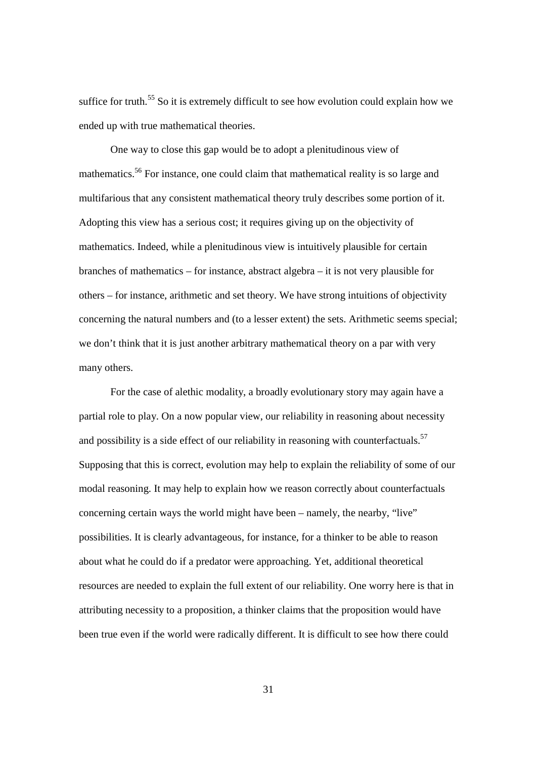suffice for truth.[55] So it is extremely difficult to see how evolution could explain how we ended up with true mathematical theories.

One way to close this gap would be to adopt a plenitudinous view of mathematics.[56] For instance, one could claim that mathematical reality is so large and multifarious that any consistent mathematical theory truly describes some portion of it. Adopting this view has a serious cost; it requires giving up on the objectivity of mathematics. Indeed, while a plenitudinous view is intuitively plausible for certain branches of mathematics – for instance, abstract algebra – it is not very plausible for others – for instance, arithmetic and set theory. We have strong intuitions of objectivity concerning the natural numbers and (to a lesser extent) the sets. Arithmetic seems special; we don't think that it is just another arbitrary mathematical theory on a par with very many others.

For the case of alethic modality, a broadly evolutionary story may again have a partial role to play. On a now popular view, our reliability in reasoning about necessity and possibility is a side effect of our reliability in reasoning with counterfactuals.[57] Supposing that this is correct, evolution may help to explain the reliability of some of our modal reasoning. It may help to explain how we reason correctly about counterfactuals concerning certain ways the world might have been – namely, the nearby, "live" possibilities. It is clearly advantageous, for instance, for a thinker to be able to reason about what he could do if a predator were approaching. Yet, additional theoretical resources are needed to explain the full extent of our reliability. One worry here is that in attributing necessity to a proposition, a thinker claims that the proposition would have been true even if the world were radically different. It is difficult to see how there could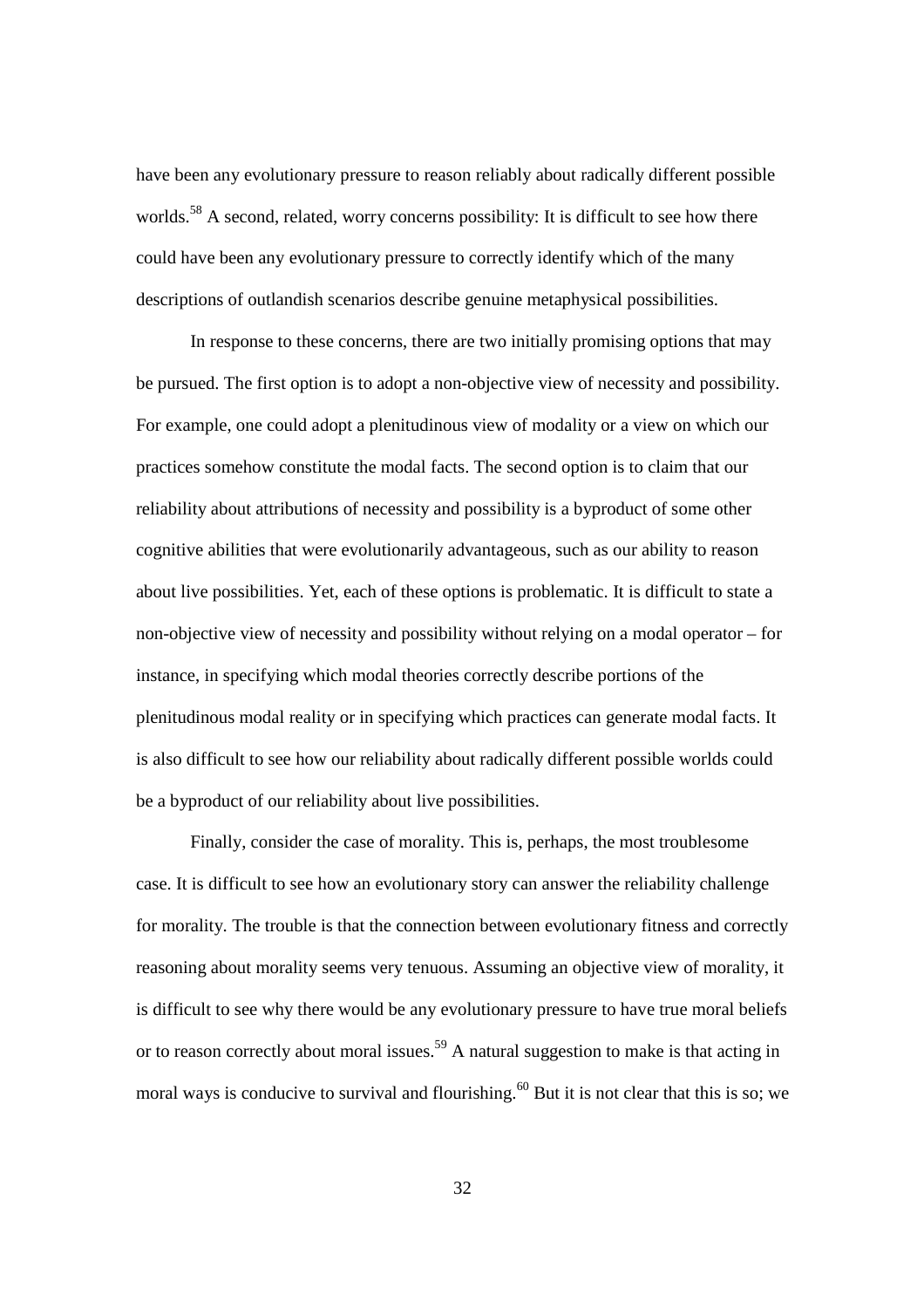have been any evolutionary pressure to reason reliably about radically different possible worlds.[58] A second, related, worry concerns possibility: It is difficult to see how there could have been any evolutionary pressure to correctly identify which of the many descriptions of outlandish scenarios describe genuine metaphysical possibilities.

In response to these concerns, there are two initially promising options that may be pursued. The first option is to adopt a non-objective view of necessity and possibility. For example, one could adopt a plenitudinous view of modality or a view on which our practices somehow constitute the modal facts. The second option is to claim that our reliability about attributions of necessity and possibility is a byproduct of some other cognitive abilities that were evolutionarily advantageous, such as our ability to reason about live possibilities. Yet, each of these options is problematic. It is difficult to state a non-objective view of necessity and possibility without relying on a modal operator – for instance, in specifying which modal theories correctly describe portions of the plenitudinous modal reality or in specifying which practices can generate modal facts. It is also difficult to see how our reliability about radically different possible worlds could be a byproduct of our reliability about live possibilities.

Finally, consider the case of morality. This is, perhaps, the most troublesome case. It is difficult to see how an evolutionary story can answer the reliability challenge for morality. The trouble is that the connection between evolutionary fitness and correctly reasoning about morality seems very tenuous. Assuming an objective view of morality, it is difficult to see why there would be any evolutionary pressure to have true moral beliefs or to reason correctly about moral issues.[59] A natural suggestion to make is that acting in moral ways is conducive to survival and flourishing.[60] But it is not clear that this is so; we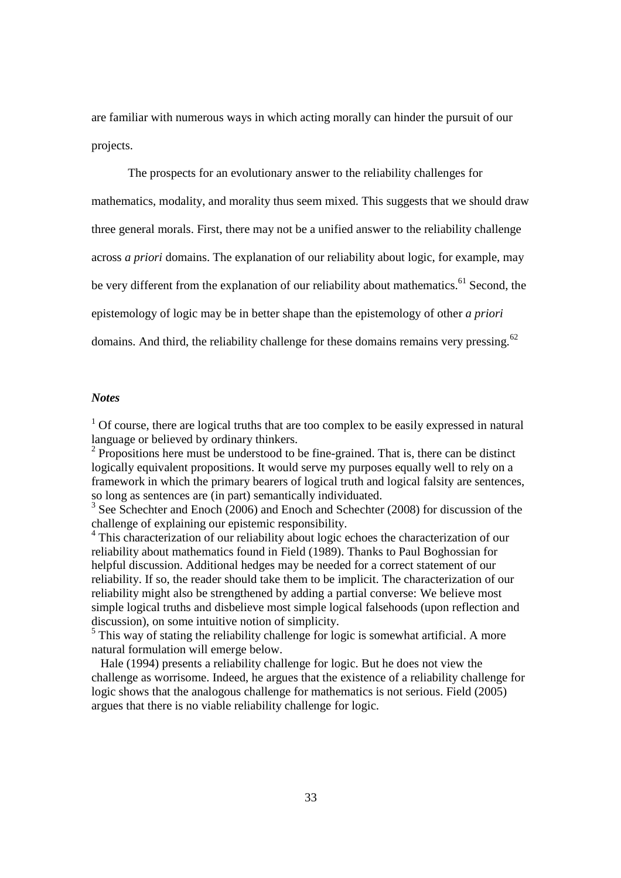are familiar with numerous ways in which acting morally can hinder the pursuit of our projects.

The prospects for an evolutionary answer to the reliability challenges for mathematics, modality, and morality thus seem mixed. This suggests that we should draw three general morals. First, there may not be a unified answer to the reliability challenge across *a priori* domains. The explanation of our reliability about logic, for example, may be very different from the explanation of our reliability about mathematics.[61] Second, the epistemology of logic may be in better shape than the epistemology of other *a priori* domains. And third, the reliability challenge for these domains remains very pressing.[62]

### *Notes*

[1] Of course, there are logical truths that are too complex to be easily expressed in natural language or believed by ordinary thinkers.

[2] Propositions here must be understood to be fine-grained. That is, there can be distinct logically equivalent propositions. It would serve my purposes equally well to rely on a framework in which the primary bearers of logical truth and logical falsity are sentences, so long as sentences are (in part) semantically individuated.

[3] See Schechter and Enoch (2006) and Enoch and Schechter (2008) for discussion of the challenge of explaining our epistemic responsibility.

[4] This characterization of our reliability about logic echoes the characterization of our reliability about mathematics found in Field (1989). Thanks to Paul Boghossian for helpful discussion. Additional hedges may be needed for a correct statement of our reliability. If so, the reader should take them to be implicit. The characterization of our reliability might also be strengthened by adding a partial converse: We believe most simple logical truths and disbelieve most simple logical falsehoods (upon reflection and discussion), on some intuitive notion of simplicity.

[5] This way of stating the reliability challenge for logic is somewhat artificial. A more natural formulation will emerge below.

Hale (1994) presents a reliability challenge for logic. But he does not view the challenge as worrisome. Indeed, he argues that the existence of a reliability challenge for logic shows that the analogous challenge for mathematics is not serious. Field (2005) argues that there is no viable reliability challenge for logic.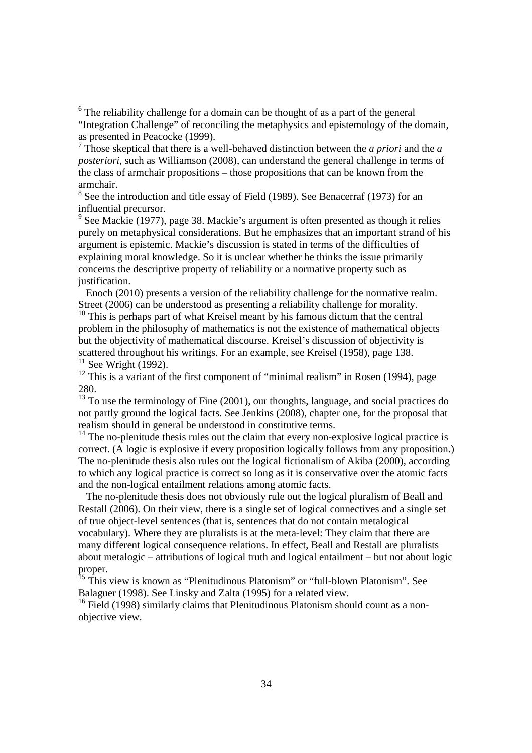[6] The reliability challenge for a domain can be thought of as a part of the general "Integration Challenge" of reconciling the metaphysics and epistemology of the domain, as presented in Peacocke (1999).

[7] Those skeptical that there is a well-behaved distinction between the *a priori* and the *a posteriori*, such as Williamson (2008), can understand the general challenge in terms of the class of armchair propositions – those propositions that can be known from the armchair.

[8] See the introduction and title essay of Field (1989). See Benacerraf (1973) for an influential precursor.

[9] See Mackie (1977), page 38. Mackie's argument is often presented as though it relies purely on metaphysical considerations. But he emphasizes that an important strand of his argument is epistemic. Mackie's discussion is stated in terms of the difficulties of explaining moral knowledge. So it is unclear whether he thinks the issue primarily concerns the descriptive property of reliability or a normative property such as justification.

Enoch (2010) presents a version of the reliability challenge for the normative realm. Street (2006) can be understood as presenting a reliability challenge for morality.

[10] This is perhaps part of what Kreisel meant by his famous dictum that the central problem in the philosophy of mathematics is not the existence of mathematical objects but the objectivity of mathematical discourse. Kreisel's discussion of objectivity is scattered throughout his writings. For an example, see Kreisel (1958), page 138.

[11] See Wright (1992).

[12] This is a variant of the first component of "minimal realism" in Rosen (1994), page 280.

[13] To use the terminology of Fine (2001), our thoughts, language, and social practices do not partly ground the logical facts. See Jenkins (2008), chapter one, for the proposal that realism should in general be understood in constitutive terms.

[14] The no-plenitude thesis rules out the claim that every non-explosive logical practice is correct. (A logic is explosive if every proposition logically follows from any proposition.) The no-plenitude thesis also rules out the logical fictionalism of Akiba (2000), according to which any logical practice is correct so long as it is conservative over the atomic facts and the non-logical entailment relations among atomic facts.

The no-plenitude thesis does not obviously rule out the logical pluralism of Beall and Restall (2006). On their view, there is a single set of logical connectives and a single set of true object-level sentences (that is, sentences that do not contain metalogical vocabulary). Where they are pluralists is at the meta-level: They claim that there are many different logical consequence relations. In effect, Beall and Restall are pluralists about metalogic – attributions of logical truth and logical entailment – but not about logic proper.

[15] This view is known as "Plenitudinous Platonism" or "full-blown Platonism". See Balaguer (1998). See Linsky and Zalta (1995) for a related view.

[16] Field (1998) similarly claims that Plenitudinous Platonism should count as a non-objective view.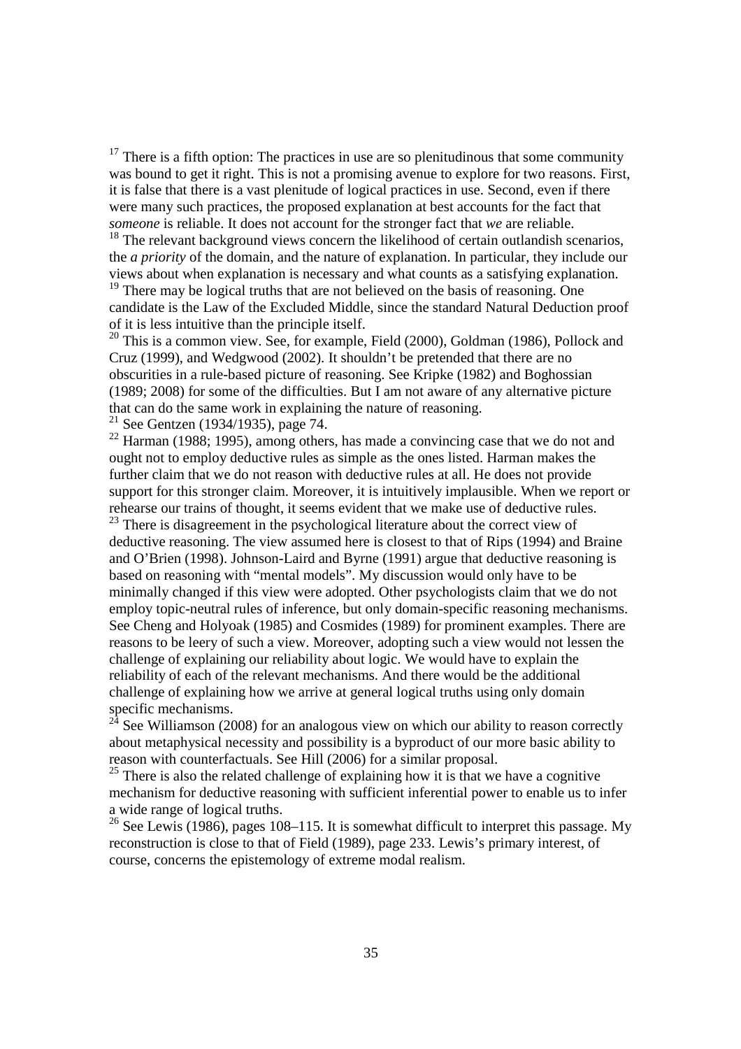[17] There is a fifth option: The practices in use are so plenitudinous that some community was bound to get it right. This is not a promising avenue to explore for two reasons. First, it is false that there is a vast plenitude of logical practices in use. Second, even if there were many such practices, the proposed explanation at best accounts for the fact that *someone* is reliable. It does not account for the stronger fact that *we* are reliable.

[18] The relevant background views concern the likelihood of certain outlandish scenarios, the *a priority* of the domain, and the nature of explanation. In particular, they include our views about when explanation is necessary and what counts as a satisfying explanation.

[19] There may be logical truths that are not believed on the basis of reasoning. One candidate is the Law of the Excluded Middle, since the standard Natural Deduction proof of it is less intuitive than the principle itself.

[20] This is a common view. See, for example, Field (2000), Goldman (1986), Pollock and Cruz (1999), and Wedgwood (2002). It shouldn't be pretended that there are no obscurities in a rule-based picture of reasoning. See Kripke (1982) and Boghossian (1989; 2008) for some of the difficulties. But I am not aware of any alternative picture that can do the same work in explaining the nature of reasoning.

[21] See Gentzen (1934/1935), page 74.

[22] Harman (1988; 1995), among others, has made a convincing case that we do not and ought not to employ deductive rules as simple as the ones listed. Harman makes the further claim that we do not reason with deductive rules at all. He does not provide support for this stronger claim. Moreover, it is intuitively implausible. When we report or rehearse our trains of thought, it seems evident that we make use of deductive rules.

[23] There is disagreement in the psychological literature about the correct view of deductive reasoning. The view assumed here is closest to that of Rips (1994) and Braine and O'Brien (1998). Johnson-Laird and Byrne (1991) argue that deductive reasoning is based on reasoning with "mental models". My discussion would only have to be minimally changed if this view were adopted. Other psychologists claim that we do not employ topic-neutral rules of inference, but only domain-specific reasoning mechanisms. See Cheng and Holyoak (1985) and Cosmides (1989) for prominent examples. There are reasons to be leery of such a view. Moreover, adopting such a view would not lessen the challenge of explaining our reliability about logic. We would have to explain the reliability of each of the relevant mechanisms. And there would be the additional challenge of explaining how we arrive at general logical truths using only domain specific mechanisms.

[24] See Williamson (2008) for an analogous view on which our ability to reason correctly about metaphysical necessity and possibility is a byproduct of our more basic ability to reason with counterfactuals. See Hill (2006) for a similar proposal.

[25] There is also the related challenge of explaining how it is that we have a cognitive mechanism for deductive reasoning with sufficient inferential power to enable us to infer a wide range of logical truths.

[26] See Lewis (1986), pages 108–115. It is somewhat difficult to interpret this passage. My reconstruction is close to that of Field (1989), page 233. Lewis's primary interest, of course, concerns the epistemology of extreme modal realism.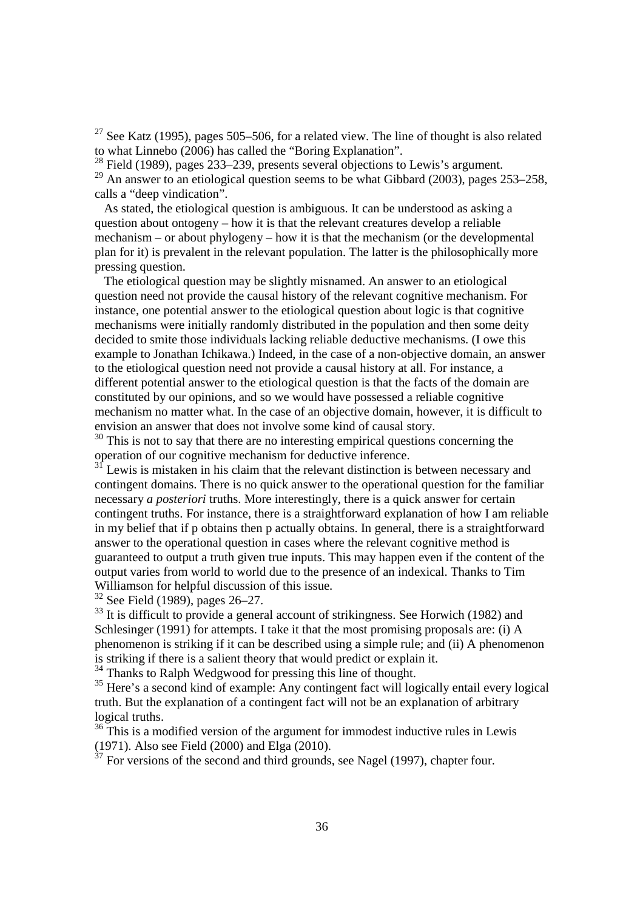[27] See Katz (1995), pages 505–506, for a related view. The line of thought is also related to what Linnebo (2006) has called the "Boring Explanation".

[28] Field (1989), pages 233–239, presents several objections to Lewis's argument.

[29] An answer to an etiological question seems to be what Gibbard (2003), pages 253–258, calls a "deep vindication".

As stated, the etiological question is ambiguous. It can be understood as asking a question about ontogeny – how it is that the relevant creatures develop a reliable mechanism – or about phylogeny – how it is that the mechanism (or the developmental plan for it) is prevalent in the relevant population. The latter is the philosophically more pressing question.

The etiological question may be slightly misnamed. An answer to an etiological question need not provide the causal history of the relevant cognitive mechanism. For instance, one potential answer to the etiological question about logic is that cognitive mechanisms were initially randomly distributed in the population and then some deity decided to smite those individuals lacking reliable deductive mechanisms. (I owe this example to Jonathan Ichikawa.) Indeed, in the case of a non-objective domain, an answer to the etiological question need not provide a causal history at all. For instance, a different potential answer to the etiological question is that the facts of the domain are constituted by our opinions, and so we would have possessed a reliable cognitive mechanism no matter what. In the case of an objective domain, however, it is difficult to envision an answer that does not involve some kind of causal story.

[30] This is not to say that there are no interesting empirical questions concerning the operation of our cognitive mechanism for deductive inference.

[31] Lewis is mistaken in his claim that the relevant distinction is between necessary and contingent domains. There is no quick answer to the operational question for the familiar necessary *a posteriori* truths. More interestingly, there is a quick answer for certain contingent truths. For instance, there is a straightforward explanation of how I am reliable in my belief that if p obtains then p actually obtains. In general, there is a straightforward answer to the operational question in cases where the relevant cognitive method is guaranteed to output a truth given true inputs. This may happen even if the content of the output varies from world to world due to the presence of an indexical. Thanks to Tim Williamson for helpful discussion of this issue.

[32] See Field (1989), pages 26–27.

[33] It is difficult to provide a general account of strikingness. See Horwich (1982) and Schlesinger (1991) for attempts. I take it that the most promising proposals are: (i) A phenomenon is striking if it can be described using a simple rule; and (ii) A phenomenon is striking if there is a salient theory that would predict or explain it.

[34] Thanks to Ralph Wedgwood for pressing this line of thought.

[35] Here's a second kind of example: Any contingent fact will logically entail every logical truth. But the explanation of a contingent fact will not be an explanation of arbitrary logical truths.

[36] This is a modified version of the argument for immodest inductive rules in Lewis (1971). Also see Field (2000) and Elga (2010).

[37] For versions of the second and third grounds, see Nagel (1997), chapter four.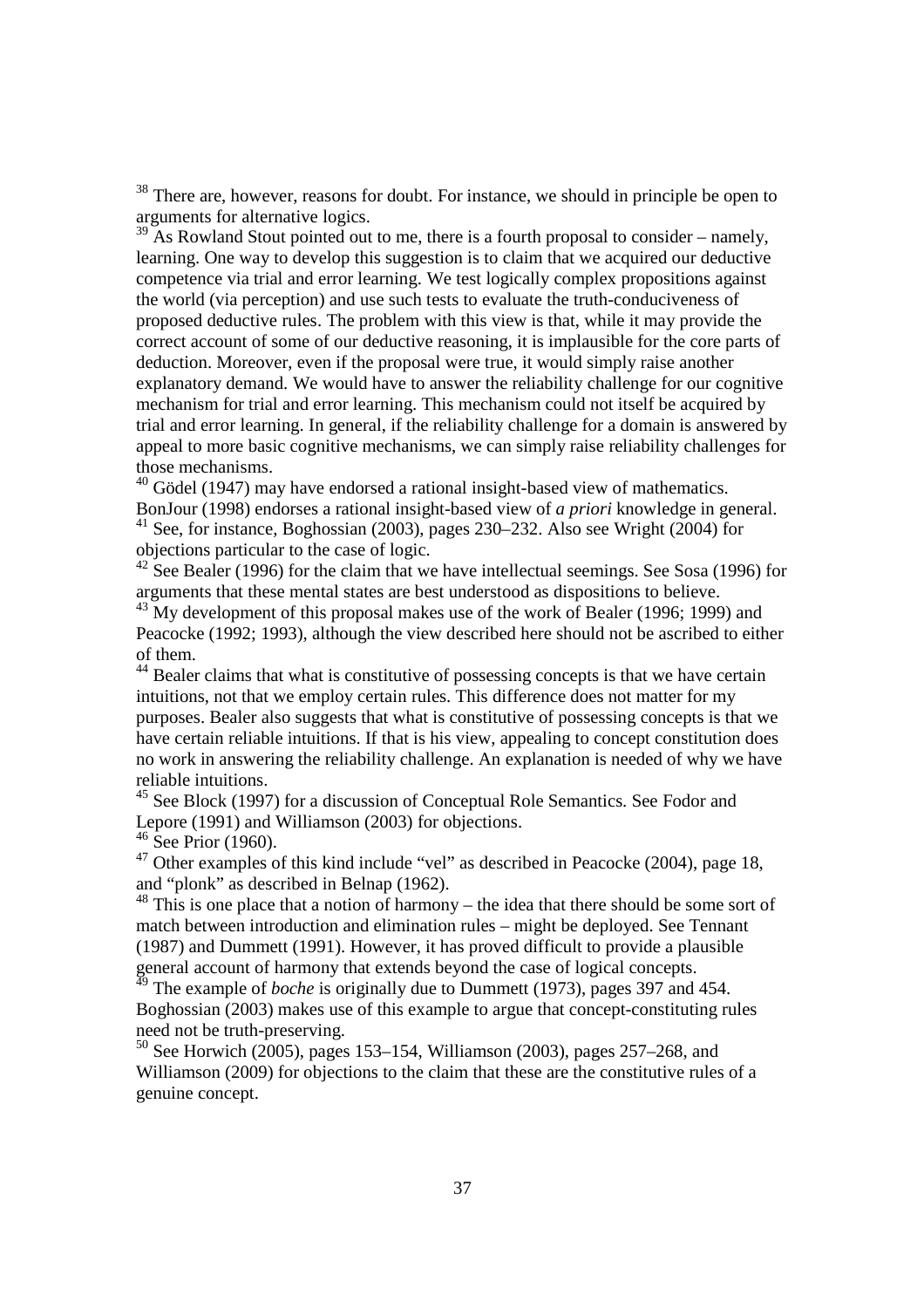[38] There are, however, reasons for doubt. For instance, we should in principle be open to arguments for alternative logics.

[39] As Rowland Stout pointed out to me, there is a fourth proposal to consider – namely, learning. One way to develop this suggestion is to claim that we acquired our deductive competence via trial and error learning. We test logically complex propositions against the world (via perception) and use such tests to evaluate the truth-conduciveness of proposed deductive rules. The problem with this view is that, while it may provide the correct account of some of our deductive reasoning, it is implausible for the core parts of deduction. Moreover, even if the proposal were true, it would simply raise another explanatory demand. We would have to answer the reliability challenge for our cognitive mechanism for trial and error learning. This mechanism could not itself be acquired by trial and error learning. In general, if the reliability challenge for a domain is answered by appeal to more basic cognitive mechanisms, we can simply raise reliability challenges for those mechanisms.

[40] Gödel (1947) may have endorsed a rational insight-based view of mathematics. BonJour (1998) endorses a rational insight-based view of *a priori* knowledge in general.

[41] See, for instance, Boghossian (2003), pages 230–232. Also see Wright (2004) for objections particular to the case of logic.

[42] See Bealer (1996) for the claim that we have intellectual seemings. See Sosa (1996) for arguments that these mental states are best understood as dispositions to believe.

[43] My development of this proposal makes use of the work of Bealer (1996; 1999) and Peacocke (1992; 1993), although the view described here should not be ascribed to either of them.

[44] Bealer claims that what is constitutive of possessing concepts is that we have certain intuitions, not that we employ certain rules. This difference does not matter for my purposes. Bealer also suggests that what is constitutive of possessing concepts is that we have certain reliable intuitions. If that is his view, appealing to concept constitution does no work in answering the reliability challenge. An explanation is needed of why we have reliable intuitions.

[45] See Block (1997) for a discussion of Conceptual Role Semantics. See Fodor and Lepore (1991) and Williamson (2003) for objections.

[46] See Prior (1960).

[47] Other examples of this kind include "vel" as described in Peacocke (2004), page 18, and "plonk" as described in Belnap (1962).

[48] This is one place that a notion of harmony – the idea that there should be some sort of match between introduction and elimination rules – might be deployed. See Tennant (1987) and Dummett (1991). However, it has proved difficult to provide a plausible general account of harmony that extends beyond the case of logical concepts.

[49] The example of *boche* is originally due to Dummett (1973), pages 397 and 454. Boghossian (2003) makes use of this example to argue that concept-constituting rules need not be truth-preserving.

[50] See Horwich (2005), pages 153–154, Williamson (2003), pages 257–268, and Williamson (2009) for objections to the claim that these are the constitutive rules of a genuine concept.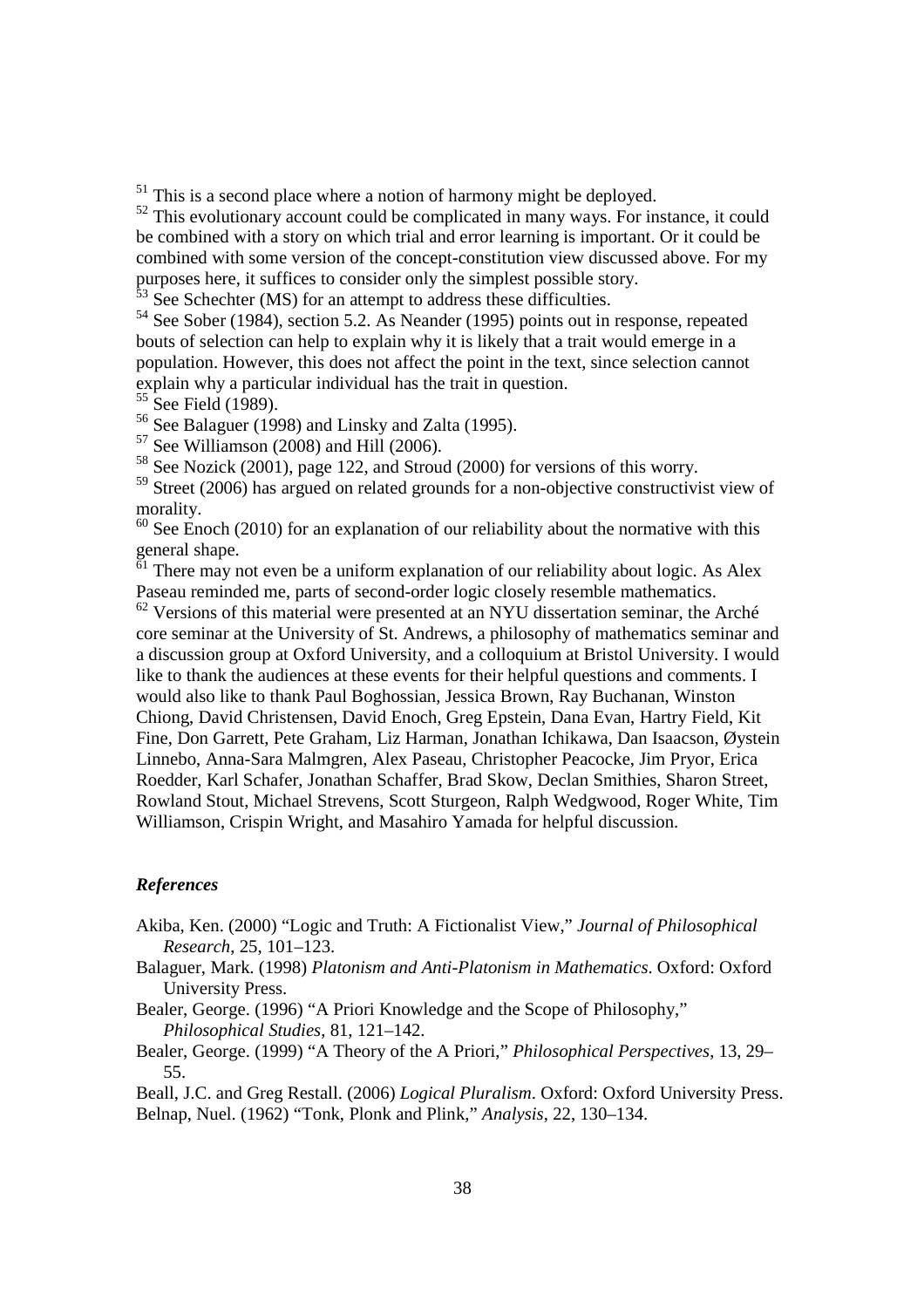[51] This is a second place where a notion of harmony might be deployed.

[52] This evolutionary account could be complicated in many ways. For instance, it could be combined with a story on which trial and error learning is important. Or it could be combined with some version of the concept-constitution view discussed above. For my purposes here, it suffices to consider only the simplest possible story.

[53] See Schechter (MS) for an attempt to address these difficulties.

[54] See Sober (1984), section 5.2. As Neander (1995) points out in response, repeated bouts of selection can help to explain why it is likely that a trait would emerge in a population. However, this does not affect the point in the text, since selection cannot explain why a particular individual has the trait in question.

[55] See Field (1989).

[56] See Balaguer (1998) and Linsky and Zalta (1995).

[57] See Williamson (2008) and Hill (2006).

[58] See Nozick (2001), page 122, and Stroud (2000) for versions of this worry.

[59] Street (2006) has argued on related grounds for a non-objective constructivist view of morality.

[60] See Enoch (2010) for an explanation of our reliability about the normative with this general shape.

[61] There may not even be a uniform explanation of our reliability about logic. As Alex Paseau reminded me, parts of second-order logic closely resemble mathematics.

[62] Versions of this material were presented at an NYU dissertation seminar, the Arché core seminar at the University of St. Andrews, a philosophy of mathematics seminar and a discussion group at Oxford University, and a colloquium at Bristol University. I would like to thank the audiences at these events for their helpful questions and comments. I would also like to thank Paul Boghossian, Jessica Brown, Ray Buchanan, Winston Chiong, David Christensen, David Enoch, Greg Epstein, Dana Evan, Hartry Field, Kit Fine, Don Garrett, Pete Graham, Liz Harman, Jonathan Ichikawa, Dan Isaacson, Øystein Linnebo, Anna-Sara Malmgren, Alex Paseau, Christopher Peacocke, Jim Pryor, Erica Roedder, Karl Schafer, Jonathan Schaffer, Brad Skow, Declan Smithies, Sharon Street, Rowland Stout, Michael Strevens, Scott Sturgeon, Ralph Wedgwood, Roger White, Tim Williamson, Crispin Wright, and Masahiro Yamada for helpful discussion.

### *References*

Akiba, Ken. (2000) "Logic and Truth: A Fictionalist View," *Journal of Philosophical Research*, 25, 101–123.

Balaguer, Mark. (1998) *Platonism and Anti-Platonism in Mathematics*. Oxford: Oxford University Press.

Bealer, George. (1996) "A Priori Knowledge and the Scope of Philosophy," *Philosophical Studies*, 81, 121–142.

Bealer, George. (1999) "A Theory of the A Priori," *Philosophical Perspectives*, 13, 29–55.

Beall, J.C. and Greg Restall. (2006) *Logical Pluralism*. Oxford: Oxford University Press.

Belnap, Nuel. (1962) "Tonk, Plonk and Plink," *Analysis*, 22, 130–134.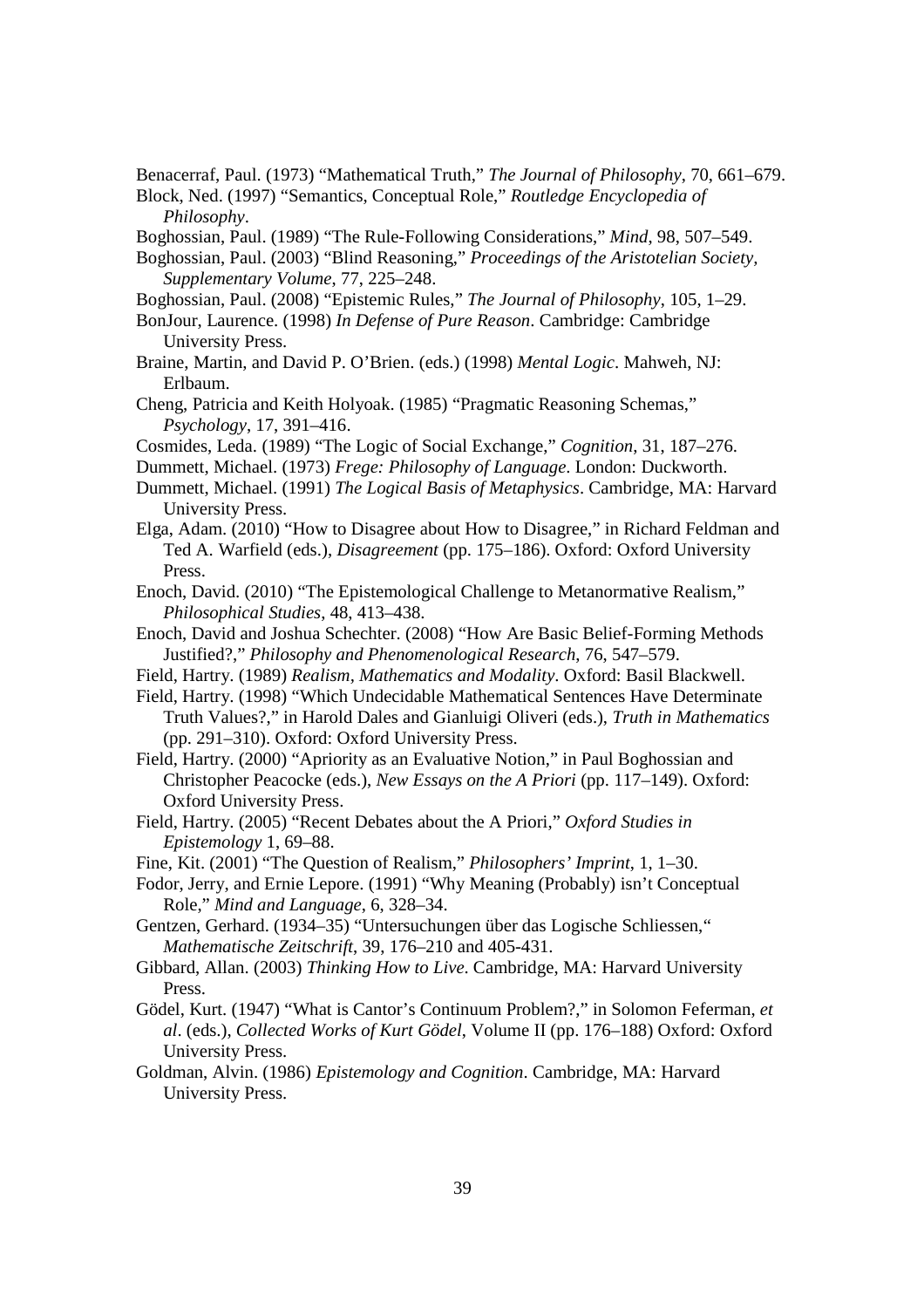Benacerraf, Paul. (1973) "Mathematical Truth," *The Journal of Philosophy*, 70, 661–679.

Block, Ned. (1997) "Semantics, Conceptual Role," *Routledge Encyclopedia of Philosophy*.

Boghossian, Paul. (1989) "The Rule-Following Considerations," *Mind*, 98, 507–549.

Boghossian, Paul. (2003) "Blind Reasoning," *Proceedings of the Aristotelian Society, Supplementary Volume*, 77, 225–248.

Boghossian, Paul. (2008) "Epistemic Rules," *The Journal of Philosophy*, 105, 1–29.

BonJour, Laurence. (1998) *In Defense of Pure Reason*. Cambridge: Cambridge University Press.

Braine, Martin, and David P. O'Brien. (eds.) (1998) *Mental Logic*. Mahweh, NJ: Erlbaum.

Cheng, Patricia and Keith Holyoak. (1985) "Pragmatic Reasoning Schemas," *Psychology*, 17, 391–416.

Cosmides, Leda. (1989) "The Logic of Social Exchange," *Cognition*, 31, 187–276.

Dummett, Michael. (1973) *Frege: Philosophy of Language*. London: Duckworth.

Dummett, Michael. (1991) *The Logical Basis of Metaphysics*. Cambridge, MA: Harvard University Press.

Elga, Adam. (2010) "How to Disagree about How to Disagree," in Richard Feldman and Ted A. Warfield (eds.), *Disagreement* (pp. 175–186). Oxford: Oxford University Press.

Enoch, David. (2010) "The Epistemological Challenge to Metanormative Realism," *Philosophical Studies*, 48, 413–438.

Enoch, David and Joshua Schechter. (2008) "How Are Basic Belief-Forming Methods Justified?," *Philosophy and Phenomenological Research*, 76, 547–579.

Field, Hartry. (1989) *Realism, Mathematics and Modality*. Oxford: Basil Blackwell.

Field, Hartry. (1998) "Which Undecidable Mathematical Sentences Have Determinate Truth Values?," in Harold Dales and Gianluigi Oliveri (eds.), *Truth in Mathematics* (pp. 291–310). Oxford: Oxford University Press.

Field, Hartry. (2000) "Apriority as an Evaluative Notion," in Paul Boghossian and Christopher Peacocke (eds.), *New Essays on the A Priori* (pp. 117–149). Oxford: Oxford University Press.

Field, Hartry. (2005) "Recent Debates about the A Priori," *Oxford Studies in Epistemology* 1, 69–88.

Fine, Kit. (2001) "The Question of Realism," *Philosophers' Imprint*, 1, 1–30.

Fodor, Jerry, and Ernie Lepore. (1991) "Why Meaning (Probably) isn't Conceptual Role," *Mind and Language*, 6, 328–34.

Gentzen, Gerhard. (1934–35) "Untersuchungen über das Logische Schliessen," *Mathematische Zeitschrift*, 39, 176–210 and 405-431.

Gibbard, Allan. (2003) *Thinking How to Live*. Cambridge, MA: Harvard University Press.

Gödel, Kurt. (1947) "What is Cantor's Continuum Problem?," in Solomon Feferman, *et al*. (eds.), *Collected Works of Kurt Gödel*, Volume II (pp. 176–188) Oxford: Oxford University Press.

Goldman, Alvin. (1986) *Epistemology and Cognition*. Cambridge, MA: Harvard University Press.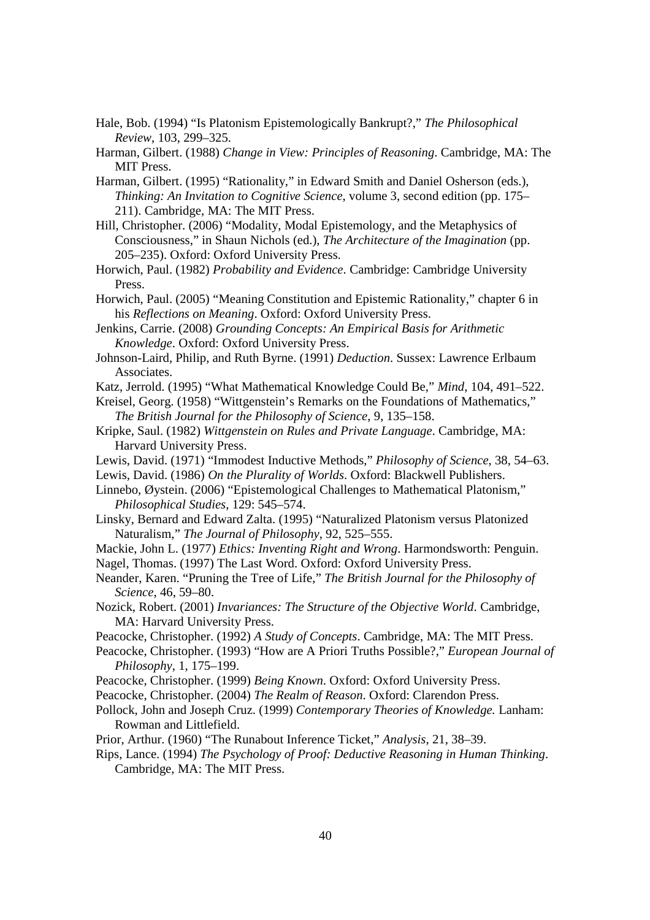Hale, Bob. (1994) "Is Platonism Epistemologically Bankrupt?," *The Philosophical Review*, 103, 299–325.

Harman, Gilbert. (1988) *Change in View: Principles of Reasoning*. Cambridge, MA: The MIT Press.

Harman, Gilbert. (1995) "Rationality," in Edward Smith and Daniel Osherson (eds.), *Thinking: An Invitation to Cognitive Science*, volume 3, second edition (pp. 175–211). Cambridge, MA: The MIT Press.

Hill, Christopher. (2006) "Modality, Modal Epistemology, and the Metaphysics of Consciousness," in Shaun Nichols (ed.), *The Architecture of the Imagination* (pp. 205–235). Oxford: Oxford University Press.

Horwich, Paul. (1982) *Probability and Evidence*. Cambridge: Cambridge University Press.

Horwich, Paul. (2005) "Meaning Constitution and Epistemic Rationality," chapter 6 in his *Reflections on Meaning*. Oxford: Oxford University Press.

Jenkins, Carrie. (2008) *Grounding Concepts: An Empirical Basis for Arithmetic Knowledge*. Oxford: Oxford University Press.

Johnson-Laird, Philip, and Ruth Byrne. (1991) *Deduction*. Sussex: Lawrence Erlbaum Associates.

Katz, Jerrold. (1995) "What Mathematical Knowledge Could Be," *Mind*, 104, 491–522.

Kreisel, Georg. (1958) "Wittgenstein's Remarks on the Foundations of Mathematics," *The British Journal for the Philosophy of Science*, 9, 135–158.

Kripke, Saul. (1982) *Wittgenstein on Rules and Private Language*. Cambridge, MA: Harvard University Press.

Lewis, David. (1971) "Immodest Inductive Methods," *Philosophy of Science*, 38, 54–63.

Lewis, David. (1986) *On the Plurality of Worlds*. Oxford: Blackwell Publishers.

Linnebo, Øystein. (2006) "Epistemological Challenges to Mathematical Platonism," *Philosophical Studies*, 129: 545–574.

Linsky, Bernard and Edward Zalta. (1995) "Naturalized Platonism versus Platonized Naturalism," *The Journal of Philosophy*, 92, 525–555.

Mackie, John L. (1977) *Ethics: Inventing Right and Wrong*. Harmondsworth: Penguin.

Nagel, Thomas. (1997) The Last Word. Oxford: Oxford University Press.

Neander, Karen. "Pruning the Tree of Life," *The British Journal for the Philosophy of Science*, 46, 59–80.

Nozick, Robert. (2001) *Invariances: The Structure of the Objective World*. Cambridge, MA: Harvard University Press.

Peacocke, Christopher. (1992) *A Study of Concepts*. Cambridge, MA: The MIT Press.

Peacocke, Christopher. (1993) "How are A Priori Truths Possible?," *European Journal of Philosophy*, 1, 175–199.

Peacocke, Christopher. (1999) *Being Known*. Oxford: Oxford University Press.

Peacocke, Christopher. (2004) *The Realm of Reason*. Oxford: Clarendon Press.

Pollock, John and Joseph Cruz. (1999) *Contemporary Theories of Knowledge.* Lanham: Rowman and Littlefield.

Prior, Arthur. (1960) "The Runabout Inference Ticket," *Analysis*, 21, 38–39.

Rips, Lance. (1994) *The Psychology of Proof: Deductive Reasoning in Human Thinking*. Cambridge, MA: The MIT Press.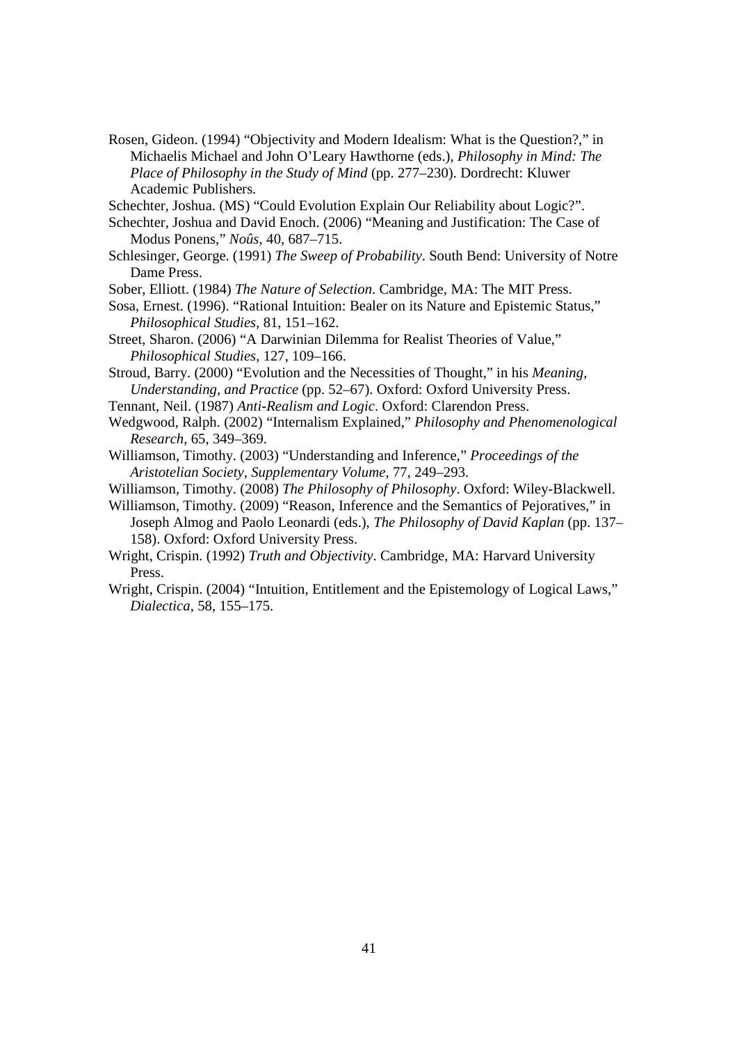Rosen, Gideon. (1994) “Objectivity and Modern Idealism: What is the Question?,” in Michaelis Michael and John O’Leary Hawthorne (eds.), *Philosophy in Mind: The Place of Philosophy in the Study of Mind* (pp. 277–230). Dordrecht: Kluwer Academic Publishers.

Schechter, Joshua. (MS) “Could Evolution Explain Our Reliability about Logic?”.

Schechter, Joshua and David Enoch. (2006) “Meaning and Justification: The Case of Modus Ponens,” *Noûs*, 40, 687–715.

Schlesinger, George. (1991) *The Sweep of Probability*. South Bend: University of Notre Dame Press.

Sober, Elliott. (1984) *The Nature of Selection*. Cambridge, MA: The MIT Press.

Sosa, Ernest. (1996). “Rational Intuition: Bealer on its Nature and Epistemic Status,” *Philosophical Studies*, 81, 151–162.

Street, Sharon. (2006) “A Darwinian Dilemma for Realist Theories of Value,” *Philosophical Studies*, 127, 109–166.

Stroud, Barry. (2000) “Evolution and the Necessities of Thought,” in his *Meaning, Understanding, and Practice* (pp. 52–67). Oxford: Oxford University Press.

Tennant, Neil. (1987) *Anti-Realism and Logic*. Oxford: Clarendon Press.

Wedgwood, Ralph. (2002) “Internalism Explained,” *Philosophy and Phenomenological Research*, 65, 349–369.

Williamson, Timothy. (2003) “Understanding and Inference,” *Proceedings of the Aristotelian Society, Supplementary Volume*, 77, 249–293.

Williamson, Timothy. (2008) *The Philosophy of Philosophy*. Oxford: Wiley-Blackwell.

Williamson, Timothy. (2009) “Reason, Inference and the Semantics of Pejoratives,” in Joseph Almog and Paolo Leonardi (eds.), *The Philosophy of David Kaplan* (pp. 137–158). Oxford: Oxford University Press.

Wright, Crispin. (1992) *Truth and Objectivity*. Cambridge, MA: Harvard University Press.

Wright, Crispin. (2004) “Intuition, Entitlement and the Epistemology of Logical Laws,” *Dialectica*, 58, 155–175.